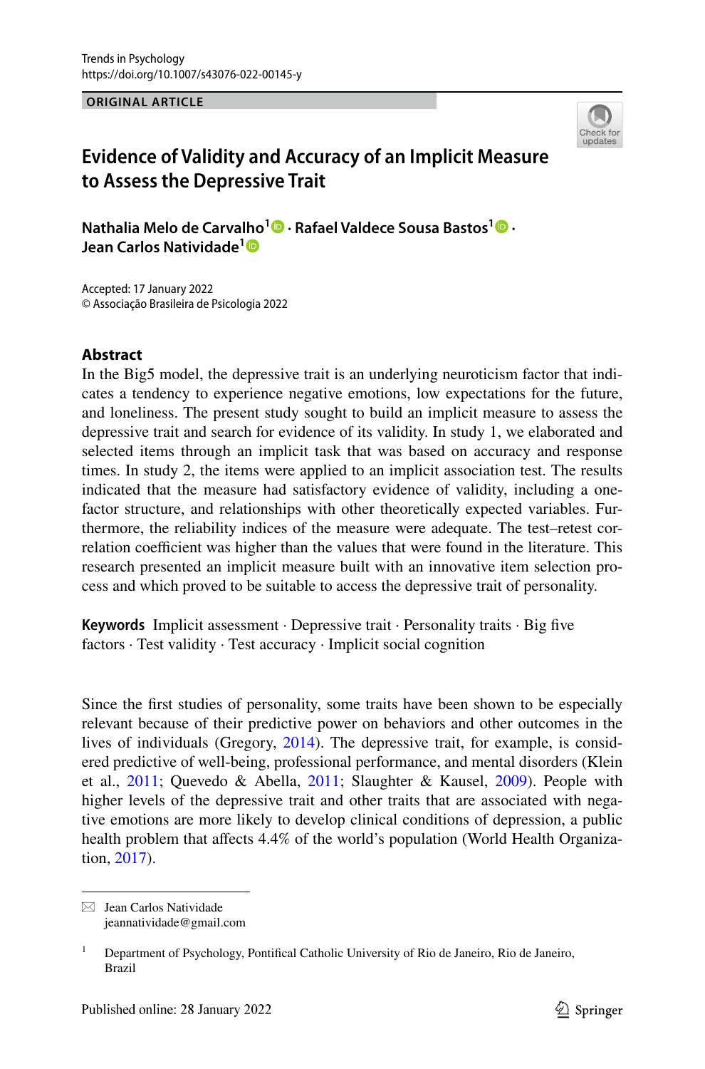Trends in Psychology
https://doi.org/10.1007/s43076-022-00145-y

**ORIGINAL ARTICLE**

# Evidence of Validity and Accuracy of an Implicit Measure to Assess the Depressive Trait

**Nathalia Melo de Carvalho[1] · Rafael Valdece Sousa Bastos[1] · Jean Carlos Natividade[1]**

Accepted: 17 January 2022
© Associação Brasileira de Psicologia 2022

## Abstract

In the Big5 model, the depressive trait is an underlying neuroticism factor that indicates a tendency to experience negative emotions, low expectations for the future, and loneliness. The present study sought to build an implicit measure to assess the depressive trait and search for evidence of its validity. In study 1, we elaborated and selected items through an implicit task that was based on accuracy and response times. In study 2, the items were applied to an implicit association test. The results indicated that the measure had satisfactory evidence of validity, including a one-factor structure, and relationships with other theoretically expected variables. Furthermore, the reliability indices of the measure were adequate. The test–retest correlation coefficient was higher than the values that were found in the literature. This research presented an implicit measure built with an innovative item selection process and which proved to be suitable to access the depressive trait of personality.

**Keywords** Implicit assessment · Depressive trait · Personality traits · Big five factors · Test validity · Test accuracy · Implicit social cognition

Since the first studies of personality, some traits have been shown to be especially relevant because of their predictive power on behaviors and other outcomes in the lives of individuals (Gregory, 2014). The depressive trait, for example, is considered predictive of well-being, professional performance, and mental disorders (Klein et al., 2011; Quevedo & Abella, 2011; Slaughter & Kausel, 2009). People with higher levels of the depressive trait and other traits that are associated with negative emotions are more likely to develop clinical conditions of depression, a public health problem that affects 4.4% of the world's population (World Health Organization, 2017).

✉ Jean Carlos Natividade
jeannatividade@gmail.com

[1] Department of Psychology, Pontifical Catholic University of Rio de Janeiro, Rio de Janeiro, Brazil

Published online: 28 January 2022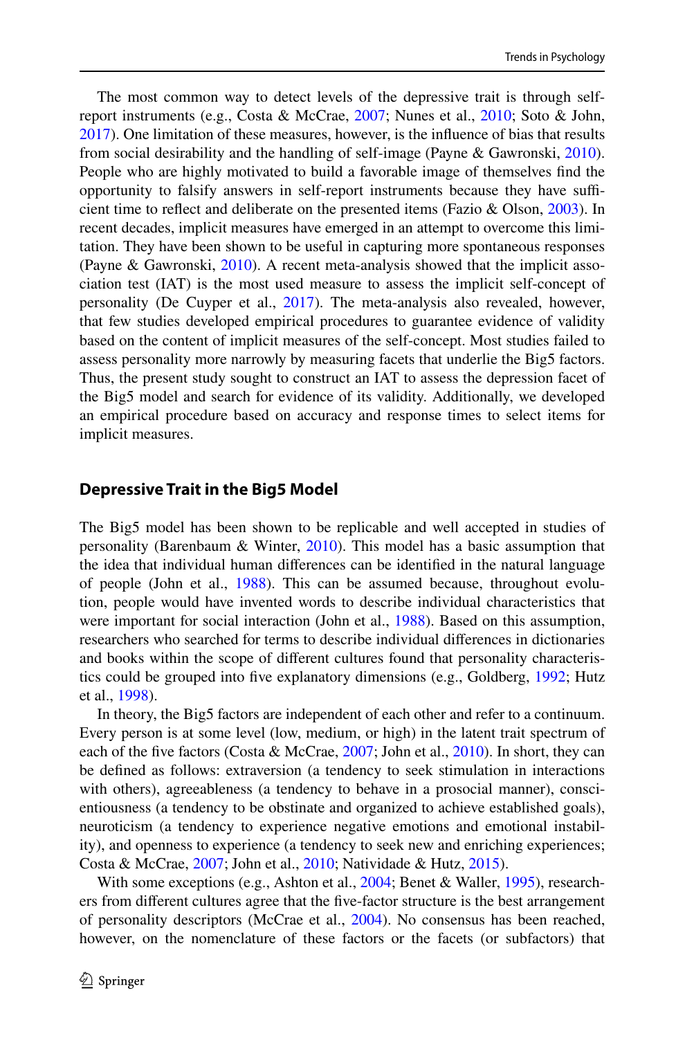The most common way to detect levels of the depressive trait is through self-report instruments (e.g., Costa & McCrae, 2007; Nunes et al., 2010; Soto & John, 2017). One limitation of these measures, however, is the influence of bias that results from social desirability and the handling of self-image (Payne & Gawronski, 2010). People who are highly motivated to build a favorable image of themselves find the opportunity to falsify answers in self-report instruments because they have sufficient time to reflect and deliberate on the presented items (Fazio & Olson, 2003). In recent decades, implicit measures have emerged in an attempt to overcome this limitation. They have been shown to be useful in capturing more spontaneous responses (Payne & Gawronski, 2010). A recent meta-analysis showed that the implicit association test (IAT) is the most used measure to assess the implicit self-concept of personality (De Cuyper et al., 2017). The meta-analysis also revealed, however, that few studies developed empirical procedures to guarantee evidence of validity based on the content of implicit measures of the self-concept. Most studies failed to assess personality more narrowly by measuring facets that underlie the Big5 factors. Thus, the present study sought to construct an IAT to assess the depression facet of the Big5 model and search for evidence of its validity. Additionally, we developed an empirical procedure based on accuracy and response times to select items for implicit measures.

## Depressive Trait in the Big5 Model

The Big5 model has been shown to be replicable and well accepted in studies of personality (Barenbaum & Winter, 2010). This model has a basic assumption that the idea that individual human differences can be identified in the natural language of people (John et al., 1988). This can be assumed because, throughout evolution, people would have invented words to describe individual characteristics that were important for social interaction (John et al., 1988). Based on this assumption, researchers who searched for terms to describe individual differences in dictionaries and books within the scope of different cultures found that personality characteristics could be grouped into five explanatory dimensions (e.g., Goldberg, 1992; Hutz et al., 1998).

In theory, the Big5 factors are independent of each other and refer to a continuum. Every person is at some level (low, medium, or high) in the latent trait spectrum of each of the five factors (Costa & McCrae, 2007; John et al., 2010). In short, they can be defined as follows: extraversion (a tendency to seek stimulation in interactions with others), agreeableness (a tendency to behave in a prosocial manner), conscientiousness (a tendency to be obstinate and organized to achieve established goals), neuroticism (a tendency to experience negative emotions and emotional instability), and openness to experience (a tendency to seek new and enriching experiences; Costa & McCrae, 2007; John et al., 2010; Natividade & Hutz, 2015).

With some exceptions (e.g., Ashton et al., 2004; Benet & Waller, 1995), researchers from different cultures agree that the five-factor structure is the best arrangement of personality descriptors (McCrae et al., 2004). No consensus has been reached, however, on the nomenclature of these factors or the facets (or subfactors) that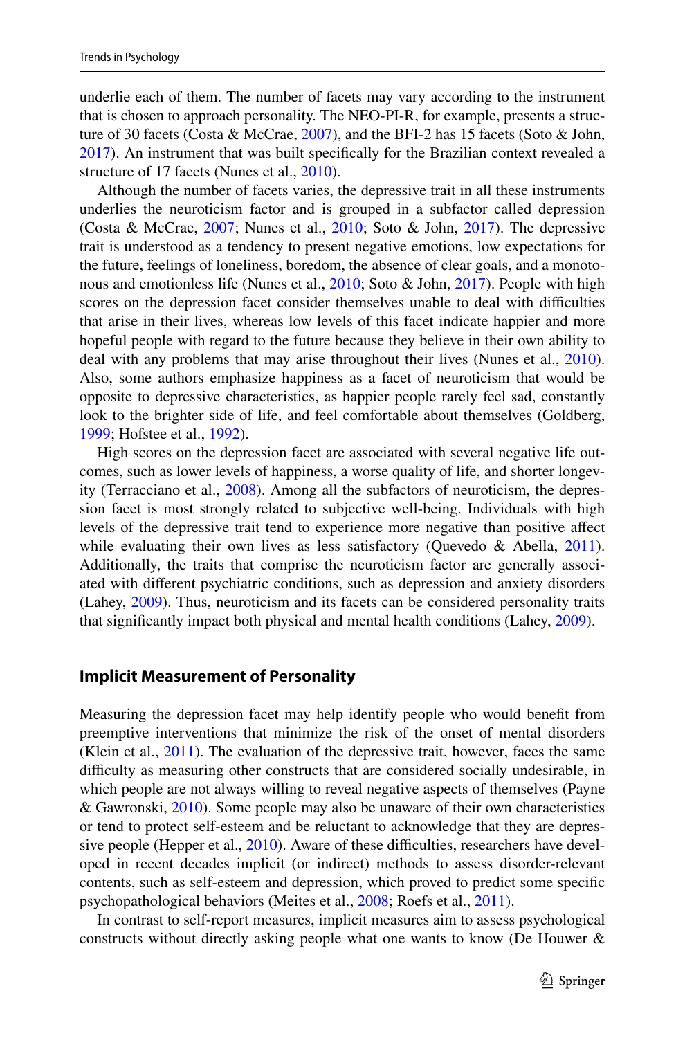underlie each of them. The number of facets may vary according to the instrument that is chosen to approach personality. The NEO-PI-R, for example, presents a structure of 30 facets (Costa & McCrae, 2007), and the BFI-2 has 15 facets (Soto & John, 2017). An instrument that was built specifically for the Brazilian context revealed a structure of 17 facets (Nunes et al., 2010).

Although the number of facets varies, the depressive trait in all these instruments underlies the neuroticism factor and is grouped in a subfactor called depression (Costa & McCrae, 2007; Nunes et al., 2010; Soto & John, 2017). The depressive trait is understood as a tendency to present negative emotions, low expectations for the future, feelings of loneliness, boredom, the absence of clear goals, and a monotonous and emotionless life (Nunes et al., 2010; Soto & John, 2017). People with high scores on the depression facet consider themselves unable to deal with difficulties that arise in their lives, whereas low levels of this facet indicate happier and more hopeful people with regard to the future because they believe in their own ability to deal with any problems that may arise throughout their lives (Nunes et al., 2010). Also, some authors emphasize happiness as a facet of neuroticism that would be opposite to depressive characteristics, as happier people rarely feel sad, constantly look to the brighter side of life, and feel comfortable about themselves (Goldberg, 1999; Hofstee et al., 1992).

High scores on the depression facet are associated with several negative life outcomes, such as lower levels of happiness, a worse quality of life, and shorter longevity (Terracciano et al., 2008). Among all the subfactors of neuroticism, the depression facet is most strongly related to subjective well-being. Individuals with high levels of the depressive trait tend to experience more negative than positive affect while evaluating their own lives as less satisfactory (Quevedo & Abella, 2011). Additionally, the traits that comprise the neuroticism factor are generally associated with different psychiatric conditions, such as depression and anxiety disorders (Lahey, 2009). Thus, neuroticism and its facets can be considered personality traits that significantly impact both physical and mental health conditions (Lahey, 2009).

## Implicit Measurement of Personality

Measuring the depression facet may help identify people who would benefit from preemptive interventions that minimize the risk of the onset of mental disorders (Klein et al., 2011). The evaluation of the depressive trait, however, faces the same difficulty as measuring other constructs that are considered socially undesirable, in which people are not always willing to reveal negative aspects of themselves (Payne & Gawronski, 2010). Some people may also be unaware of their own characteristics or tend to protect self-esteem and be reluctant to acknowledge that they are depressive people (Hepper et al., 2010). Aware of these difficulties, researchers have developed in recent decades implicit (or indirect) methods to assess disorder-relevant contents, such as self-esteem and depression, which proved to predict some specific psychopathological behaviors (Meites et al., 2008; Roefs et al., 2011).

In contrast to self-report measures, implicit measures aim to assess psychological constructs without directly asking people what one wants to know (De Houwer &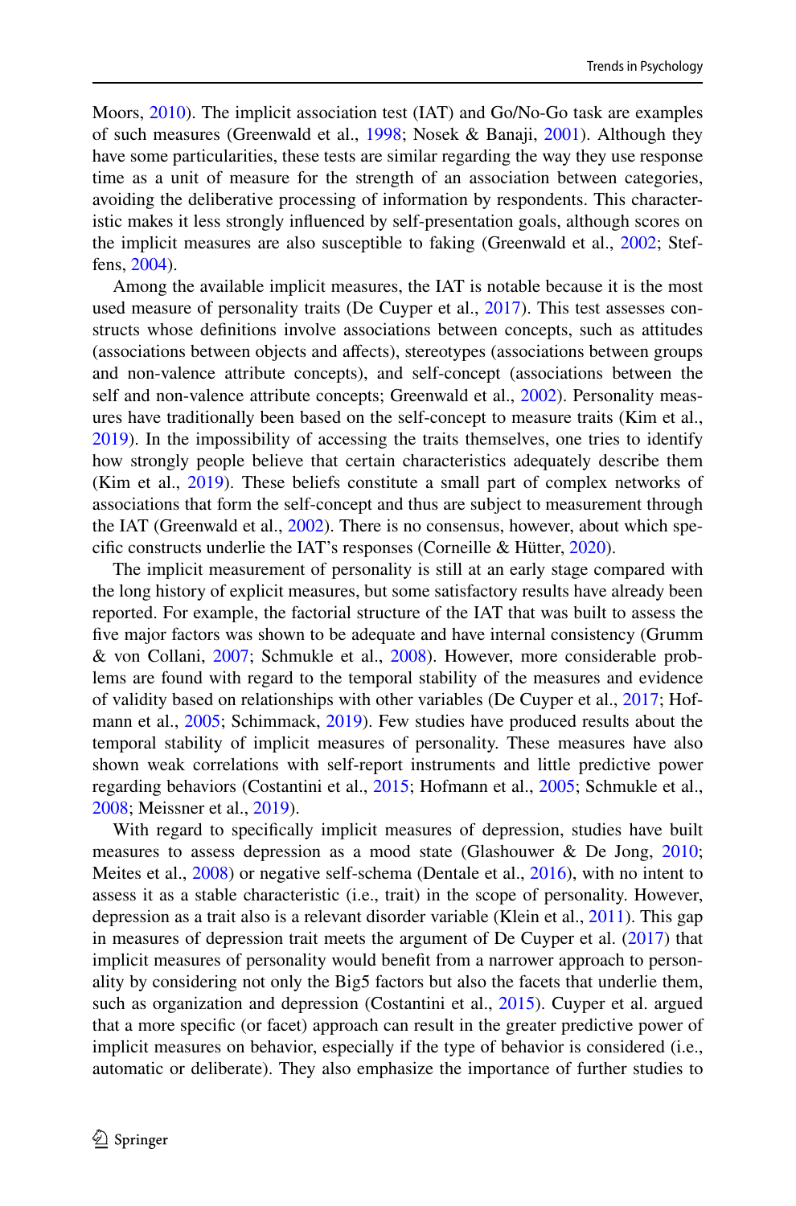Moors, 2010). The implicit association test (IAT) and Go/No-Go task are examples of such measures (Greenwald et al., 1998; Nosek & Banaji, 2001). Although they have some particularities, these tests are similar regarding the way they use response time as a unit of measure for the strength of an association between categories, avoiding the deliberative processing of information by respondents. This characteristic makes it less strongly influenced by self-presentation goals, although scores on the implicit measures are also susceptible to faking (Greenwald et al., 2002; Steffens, 2004).

Among the available implicit measures, the IAT is notable because it is the most used measure of personality traits (De Cuyper et al., 2017). This test assesses constructs whose definitions involve associations between concepts, such as attitudes (associations between objects and affects), stereotypes (associations between groups and non-valence attribute concepts), and self-concept (associations between the self and non-valence attribute concepts; Greenwald et al., 2002). Personality measures have traditionally been based on the self-concept to measure traits (Kim et al., 2019). In the impossibility of accessing the traits themselves, one tries to identify how strongly people believe that certain characteristics adequately describe them (Kim et al., 2019). These beliefs constitute a small part of complex networks of associations that form the self-concept and thus are subject to measurement through the IAT (Greenwald et al., 2002). There is no consensus, however, about which specific constructs underlie the IAT's responses (Corneille & Hütter, 2020).

The implicit measurement of personality is still at an early stage compared with the long history of explicit measures, but some satisfactory results have already been reported. For example, the factorial structure of the IAT that was built to assess the five major factors was shown to be adequate and have internal consistency (Grumm & von Collani, 2007; Schmukle et al., 2008). However, more considerable problems are found with regard to the temporal stability of the measures and evidence of validity based on relationships with other variables (De Cuyper et al., 2017; Hofmann et al., 2005; Schimmack, 2019). Few studies have produced results about the temporal stability of implicit measures of personality. These measures have also shown weak correlations with self-report instruments and little predictive power regarding behaviors (Costantini et al., 2015; Hofmann et al., 2005; Schmukle et al., 2008; Meissner et al., 2019).

With regard to specifically implicit measures of depression, studies have built measures to assess depression as a mood state (Glashouwer & De Jong, 2010; Meites et al., 2008) or negative self-schema (Dentale et al., 2016), with no intent to assess it as a stable characteristic (i.e., trait) in the scope of personality. However, depression as a trait also is a relevant disorder variable (Klein et al., 2011). This gap in measures of depression trait meets the argument of De Cuyper et al. (2017) that implicit measures of personality would benefit from a narrower approach to personality by considering not only the Big5 factors but also the facets that underlie them, such as organization and depression (Costantini et al., 2015). Cuyper et al. argued that a more specific (or facet) approach can result in the greater predictive power of implicit measures on behavior, especially if the type of behavior is considered (i.e., automatic or deliberate). They also emphasize the importance of further studies to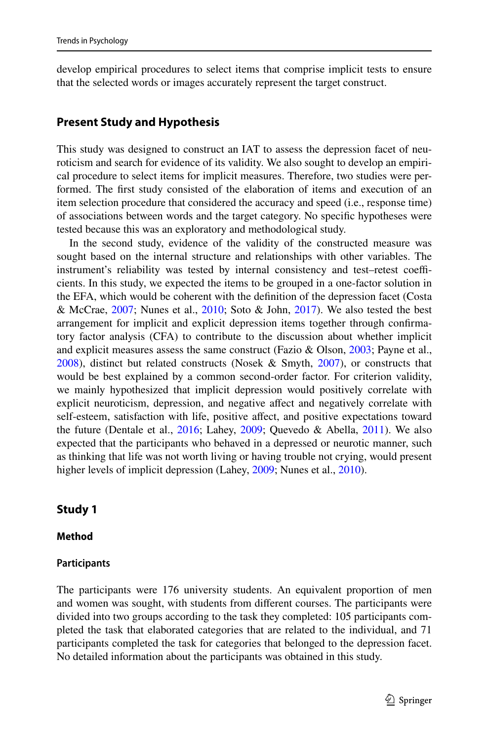develop empirical procedures to select items that comprise implicit tests to ensure that the selected words or images accurately represent the target construct.

## Present Study and Hypothesis

This study was designed to construct an IAT to assess the depression facet of neuroticism and search for evidence of its validity. We also sought to develop an empirical procedure to select items for implicit measures. Therefore, two studies were performed. The first study consisted of the elaboration of items and execution of an item selection procedure that considered the accuracy and speed (i.e., response time) of associations between words and the target category. No specific hypotheses were tested because this was an exploratory and methodological study.

In the second study, evidence of the validity of the constructed measure was sought based on the internal structure and relationships with other variables. The instrument's reliability was tested by internal consistency and test–retest coefficients. In this study, we expected the items to be grouped in a one-factor solution in the EFA, which would be coherent with the definition of the depression facet (Costa & McCrae, 2007; Nunes et al., 2010; Soto & John, 2017). We also tested the best arrangement for implicit and explicit depression items together through confirmatory factor analysis (CFA) to contribute to the discussion about whether implicit and explicit measures assess the same construct (Fazio & Olson, 2003; Payne et al., 2008), distinct but related constructs (Nosek & Smyth, 2007), or constructs that would be best explained by a common second-order factor. For criterion validity, we mainly hypothesized that implicit depression would positively correlate with explicit neuroticism, depression, and negative affect and negatively correlate with self-esteem, satisfaction with life, positive affect, and positive expectations toward the future (Dentale et al., 2016; Lahey, 2009; Quevedo & Abella, 2011). We also expected that the participants who behaved in a depressed or neurotic manner, such as thinking that life was not worth living or having trouble not crying, would present higher levels of implicit depression (Lahey, 2009; Nunes et al., 2010).

## Study 1

### Method

#### Participants

The participants were 176 university students. An equivalent proportion of men and women was sought, with students from different courses. The participants were divided into two groups according to the task they completed: 105 participants completed the task that elaborated categories that are related to the individual, and 71 participants completed the task for categories that belonged to the depression facet. No detailed information about the participants was obtained in this study.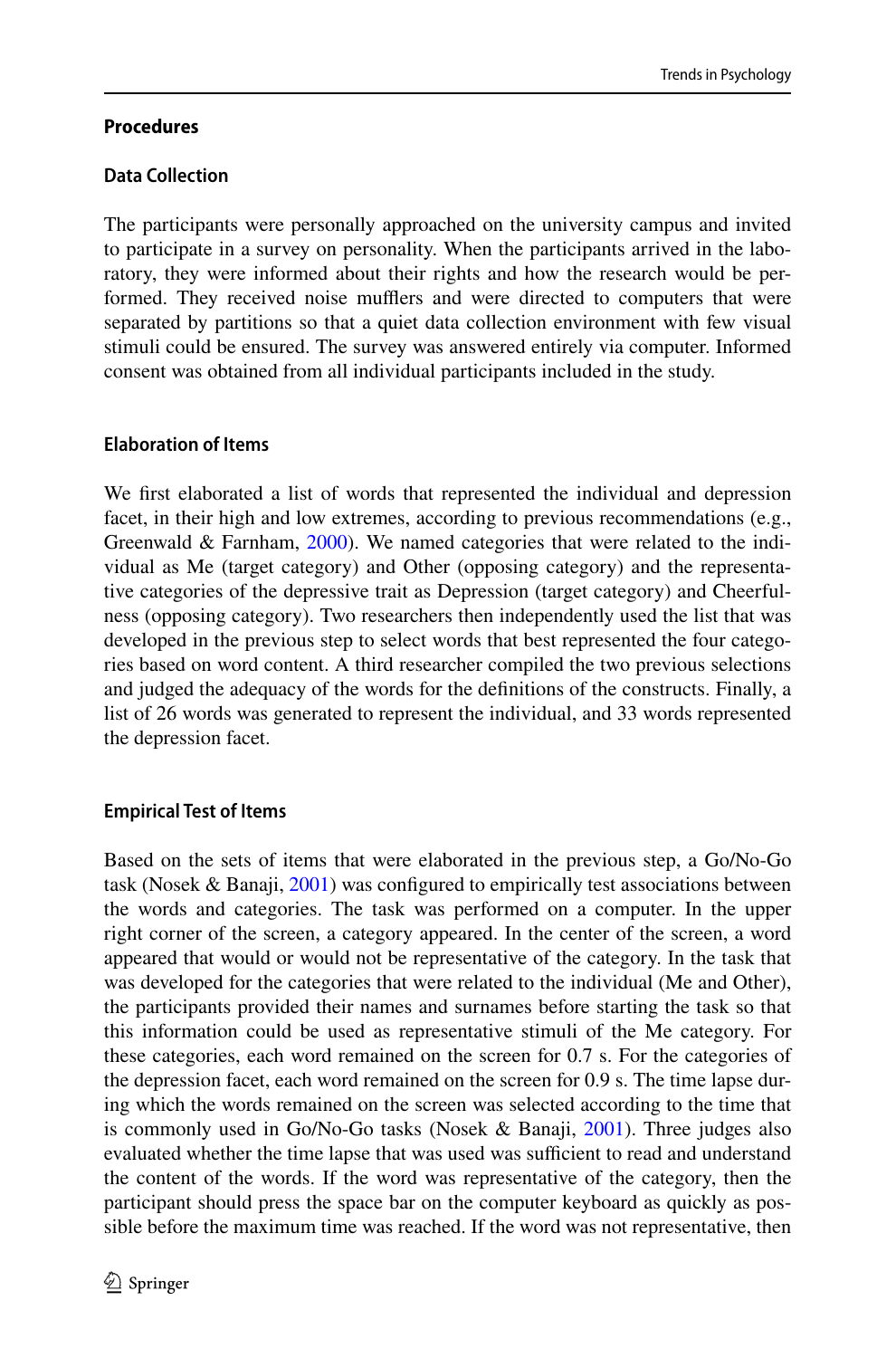## Procedures

### Data Collection

The participants were personally approached on the university campus and invited to participate in a survey on personality. When the participants arrived in the laboratory, they were informed about their rights and how the research would be performed. They received noise mufflers and were directed to computers that were separated by partitions so that a quiet data collection environment with few visual stimuli could be ensured. The survey was answered entirely via computer. Informed consent was obtained from all individual participants included in the study.

### Elaboration of Items

We first elaborated a list of words that represented the individual and depression facet, in their high and low extremes, according to previous recommendations (e.g., Greenwald & Farnham, 2000). We named categories that were related to the individual as Me (target category) and Other (opposing category) and the representative categories of the depressive trait as Depression (target category) and Cheerfulness (opposing category). Two researchers then independently used the list that was developed in the previous step to select words that best represented the four categories based on word content. A third researcher compiled the two previous selections and judged the adequacy of the words for the definitions of the constructs. Finally, a list of 26 words was generated to represent the individual, and 33 words represented the depression facet.

### Empirical Test of Items

Based on the sets of items that were elaborated in the previous step, a Go/No-Go task (Nosek & Banaji, 2001) was configured to empirically test associations between the words and categories. The task was performed on a computer. In the upper right corner of the screen, a category appeared. In the center of the screen, a word appeared that would or would not be representative of the category. In the task that was developed for the categories that were related to the individual (Me and Other), the participants provided their names and surnames before starting the task so that this information could be used as representative stimuli of the Me category. For these categories, each word remained on the screen for 0.7 s. For the categories of the depression facet, each word remained on the screen for 0.9 s. The time lapse during which the words remained on the screen was selected according to the time that is commonly used in Go/No-Go tasks (Nosek & Banaji, 2001). Three judges also evaluated whether the time lapse that was used was sufficient to read and understand the content of the words. If the word was representative of the category, then the participant should press the space bar on the computer keyboard as quickly as possible before the maximum time was reached. If the word was not representative, then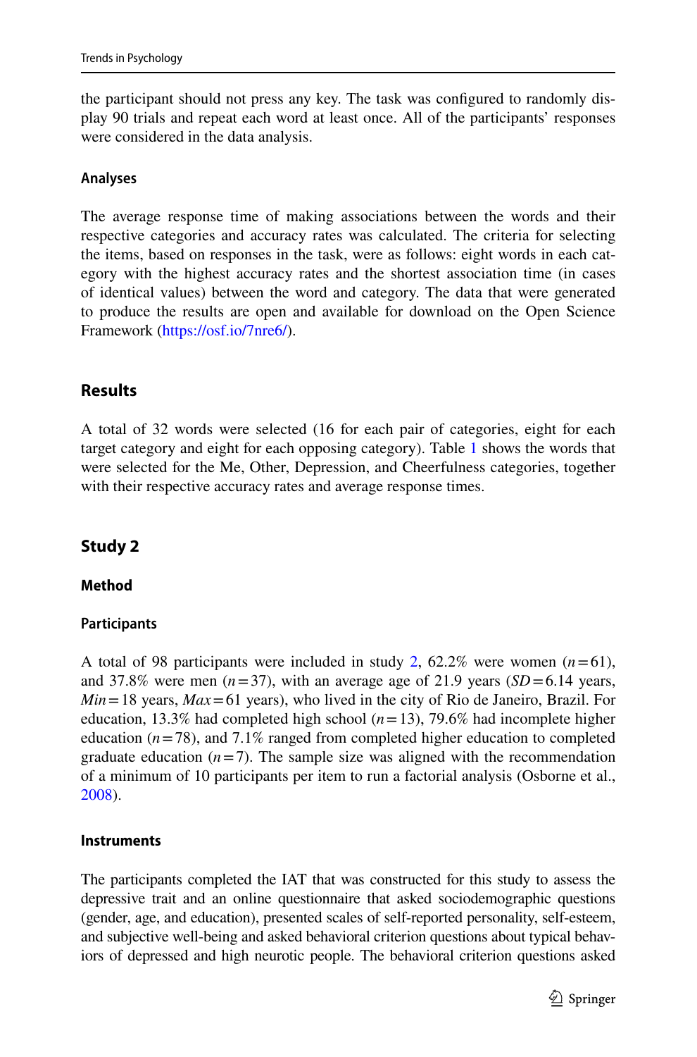the participant should not press any key. The task was configured to randomly display 90 trials and repeat each word at least once. All of the participants' responses were considered in the data analysis.

### Analyses

The average response time of making associations between the words and their respective categories and accuracy rates was calculated. The criteria for selecting the items, based on responses in the task, were as follows: eight words in each category with the highest accuracy rates and the shortest association time (in cases of identical values) between the word and category. The data that were generated to produce the results are open and available for download on the Open Science Framework (https://osf.io/7nre6/).

## Results

A total of 32 words were selected (16 for each pair of categories, eight for each target category and eight for each opposing category). Table 1 shows the words that were selected for the Me, Other, Depression, and Cheerfulness categories, together with their respective accuracy rates and average response times.

## Study 2

### Method

### Participants

A total of 98 participants were included in study 2, 62.2% were women ($n = 61$), and 37.8% were men ($n = 37$), with an average age of 21.9 years ($SD = 6.14$ years, $Min = 18$ years, $Max = 61$ years), who lived in the city of Rio de Janeiro, Brazil. For education, 13.3% had completed high school ($n = 13$), 79.6% had incomplete higher education ($n = 78$), and 7.1% ranged from completed higher education to completed graduate education ($n = 7$). The sample size was aligned with the recommendation of a minimum of 10 participants per item to run a factorial analysis (Osborne et al., 2008).

### Instruments

The participants completed the IAT that was constructed for this study to assess the depressive trait and an online questionnaire that asked sociodemographic questions (gender, age, and education), presented scales of self-reported personality, self-esteem, and subjective well-being and asked behavioral criterion questions about typical behaviors of depressed and high neurotic people. The behavioral criterion questions asked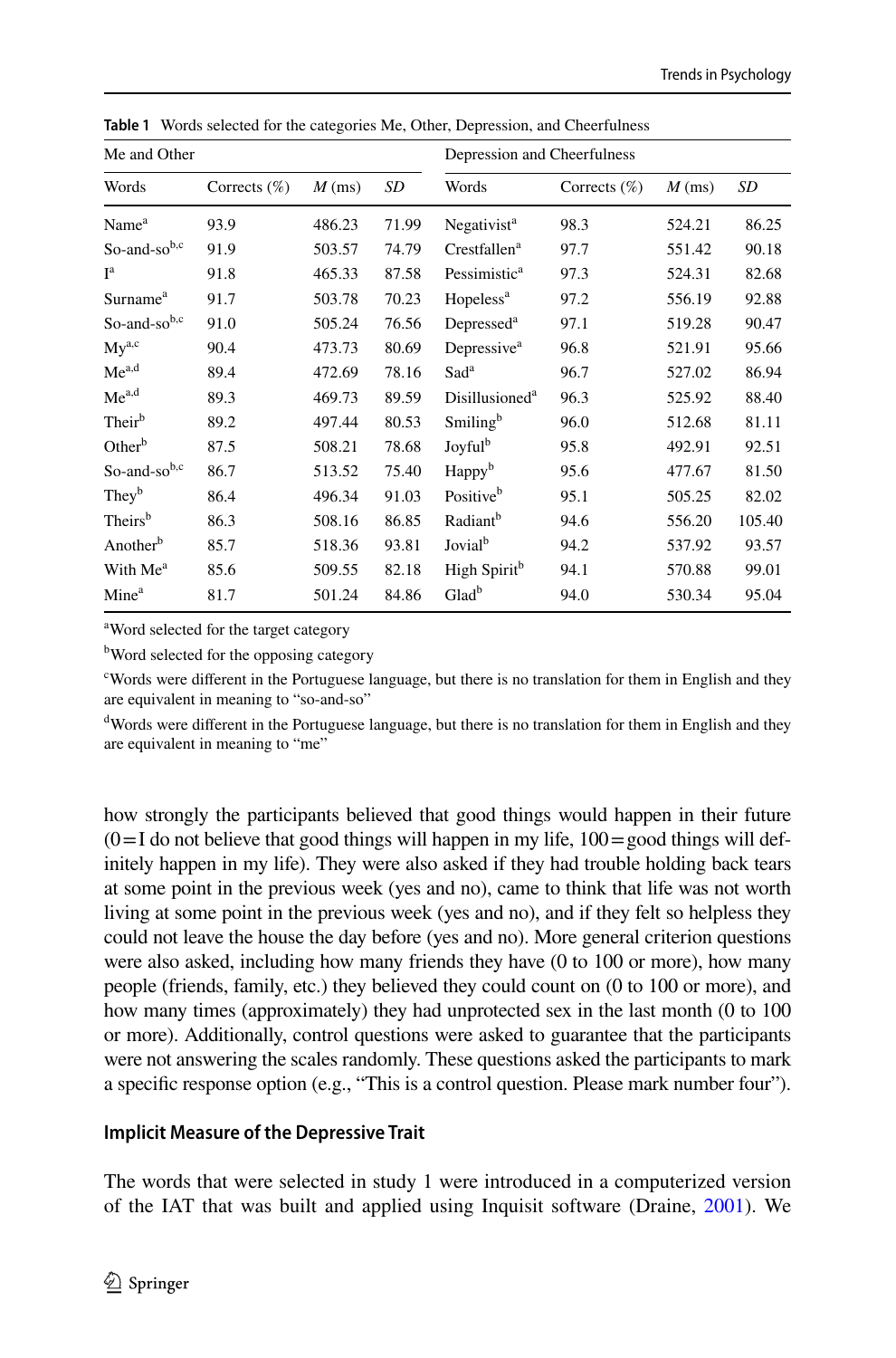**Table 1** Words selected for the categories Me, Other, Depression, and Cheerfulness

| Me and Other | | | | Depression and Cheerfulness | | | |
|---|---|---|---|---|---|---|---|
| Words | Corrects (%) | *M* (ms) | *SD* | Words | Corrects (%) | *M* (ms) | *SD* |
| Name[a] | 93.9 | 486.23 | 71.99 | Negativist[a] | 98.3 | 524.21 | 86.25 |
| So-and-so[b,c] | 91.9 | 503.57 | 74.79 | Crestfallen[a] | 97.7 | 551.42 | 90.18 |
| I[a] | 91.8 | 465.33 | 87.58 | Pessimistic[a] | 97.3 | 524.31 | 82.68 |
| Surname[a] | 91.7 | 503.78 | 70.23 | Hopeless[a] | 97.2 | 556.19 | 92.88 |
| So-and-so[b,c] | 91.0 | 505.24 | 76.56 | Depressed[a] | 97.1 | 519.28 | 90.47 |
| My[a,c] | 90.4 | 473.73 | 80.69 | Depressive[a] | 96.8 | 521.91 | 95.66 |
| Me[a,d] | 89.4 | 472.69 | 78.16 | Sad[a] | 96.7 | 527.02 | 86.94 |
| Me[a,d] | 89.3 | 469.73 | 89.59 | Disillusioned[a] | 96.3 | 525.92 | 88.40 |
| Their[b] | 89.2 | 497.44 | 80.53 | Smiling[b] | 96.0 | 512.68 | 81.11 |
| Other[b] | 87.5 | 508.21 | 78.68 | Joyful[b] | 95.8 | 492.91 | 92.51 |
| So-and-so[b,c] | 86.7 | 513.52 | 75.40 | Happy[b] | 95.6 | 477.67 | 81.50 |
| They[b] | 86.4 | 496.34 | 91.03 | Positive[b] | 95.1 | 505.25 | 82.02 |
| Theirs[b] | 86.3 | 508.16 | 86.85 | Radiant[b] | 94.6 | 556.20 | 105.40 |
| Another[b] | 85.7 | 518.36 | 93.81 | Jovial[b] | 94.2 | 537.92 | 93.57 |
| With Me[a] | 85.6 | 509.55 | 82.18 | High Spirit[b] | 94.1 | 570.88 | 99.01 |
| Mine[a] | 81.7 | 501.24 | 84.86 | Glad[b] | 94.0 | 530.34 | 95.04 |

[a]Word selected for the target category

[b]Word selected for the opposing category

[c]Words were different in the Portuguese language, but there is no translation for them in English and they are equivalent in meaning to "so-and-so"

[d]Words were different in the Portuguese language, but there is no translation for them in English and they are equivalent in meaning to "me"

how strongly the participants believed that good things would happen in their future (0 = I do not believe that good things will happen in my life, 100 = good things will definitely happen in my life). They were also asked if they had trouble holding back tears at some point in the previous week (yes and no), came to think that life was not worth living at some point in the previous week (yes and no), and if they felt so helpless they could not leave the house the day before (yes and no). More general criterion questions were also asked, including how many friends they have (0 to 100 or more), how many people (friends, family, etc.) they believed they could count on (0 to 100 or more), and how many times (approximately) they had unprotected sex in the last month (0 to 100 or more). Additionally, control questions were asked to guarantee that the participants were not answering the scales randomly. These questions asked the participants to mark a specific response option (e.g., "This is a control question. Please mark number four").

### Implicit Measure of the Depressive Trait

The words that were selected in study 1 were introduced in a computerized version of the IAT that was built and applied using Inquisit software (Draine, 2001). We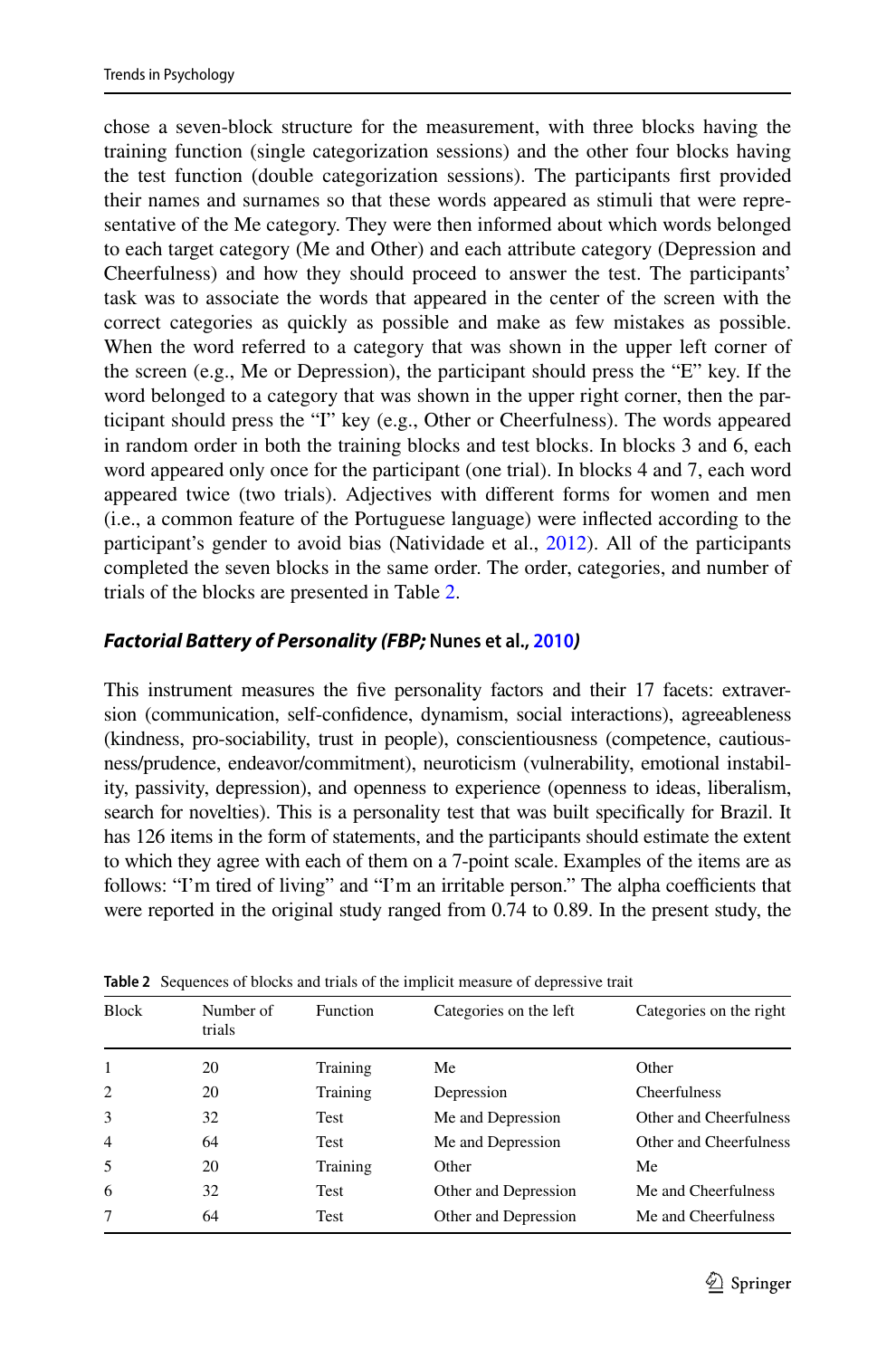chose a seven-block structure for the measurement, with three blocks having the training function (single categorization sessions) and the other four blocks having the test function (double categorization sessions). The participants first provided their names and surnames so that these words appeared as stimuli that were representative of the Me category. They were then informed about which words belonged to each target category (Me and Other) and each attribute category (Depression and Cheerfulness) and how they should proceed to answer the test. The participants' task was to associate the words that appeared in the center of the screen with the correct categories as quickly as possible and make as few mistakes as possible. When the word referred to a category that was shown in the upper left corner of the screen (e.g., Me or Depression), the participant should press the "E" key. If the word belonged to a category that was shown in the upper right corner, then the participant should press the "I" key (e.g., Other or Cheerfulness). The words appeared in random order in both the training blocks and test blocks. In blocks 3 and 6, each word appeared only once for the participant (one trial). In blocks 4 and 7, each word appeared twice (two trials). Adjectives with different forms for women and men (i.e., a common feature of the Portuguese language) were inflected according to the participant's gender to avoid bias (Natividade et al., 2012). All of the participants completed the seven blocks in the same order. The order, categories, and number of trials of the blocks are presented in Table 2.

#### *Factorial Battery of Personality (FBP;* Nunes et al., 2010*)*

This instrument measures the five personality factors and their 17 facets: extraversion (communication, self-confidence, dynamism, social interactions), agreeableness (kindness, pro-sociability, trust in people), conscientiousness (competence, cautiousness/prudence, endeavor/commitment), neuroticism (vulnerability, emotional instability, passivity, depression), and openness to experience (openness to ideas, liberalism, search for novelties). This is a personality test that was built specifically for Brazil. It has 126 items in the form of statements, and the participants should estimate the extent to which they agree with each of them on a 7-point scale. Examples of the items are as follows: "I'm tired of living" and "I'm an irritable person." The alpha coefficients that were reported in the original study ranged from 0.74 to 0.89. In the present study, the

**Table 2** Sequences of blocks and trials of the implicit measure of depressive trait

| Block | Number of trials | Function | Categories on the left | Categories on the right |
|---|---|---|---|---|
| 1 | 20 | Training | Me | Other |
| 2 | 20 | Training | Depression | Cheerfulness |
| 3 | 32 | Test | Me and Depression | Other and Cheerfulness |
| 4 | 64 | Test | Me and Depression | Other and Cheerfulness |
| 5 | 20 | Training | Other | Me |
| 6 | 32 | Test | Other and Depression | Me and Cheerfulness |
| 7 | 64 | Test | Other and Depression | Me and Cheerfulness |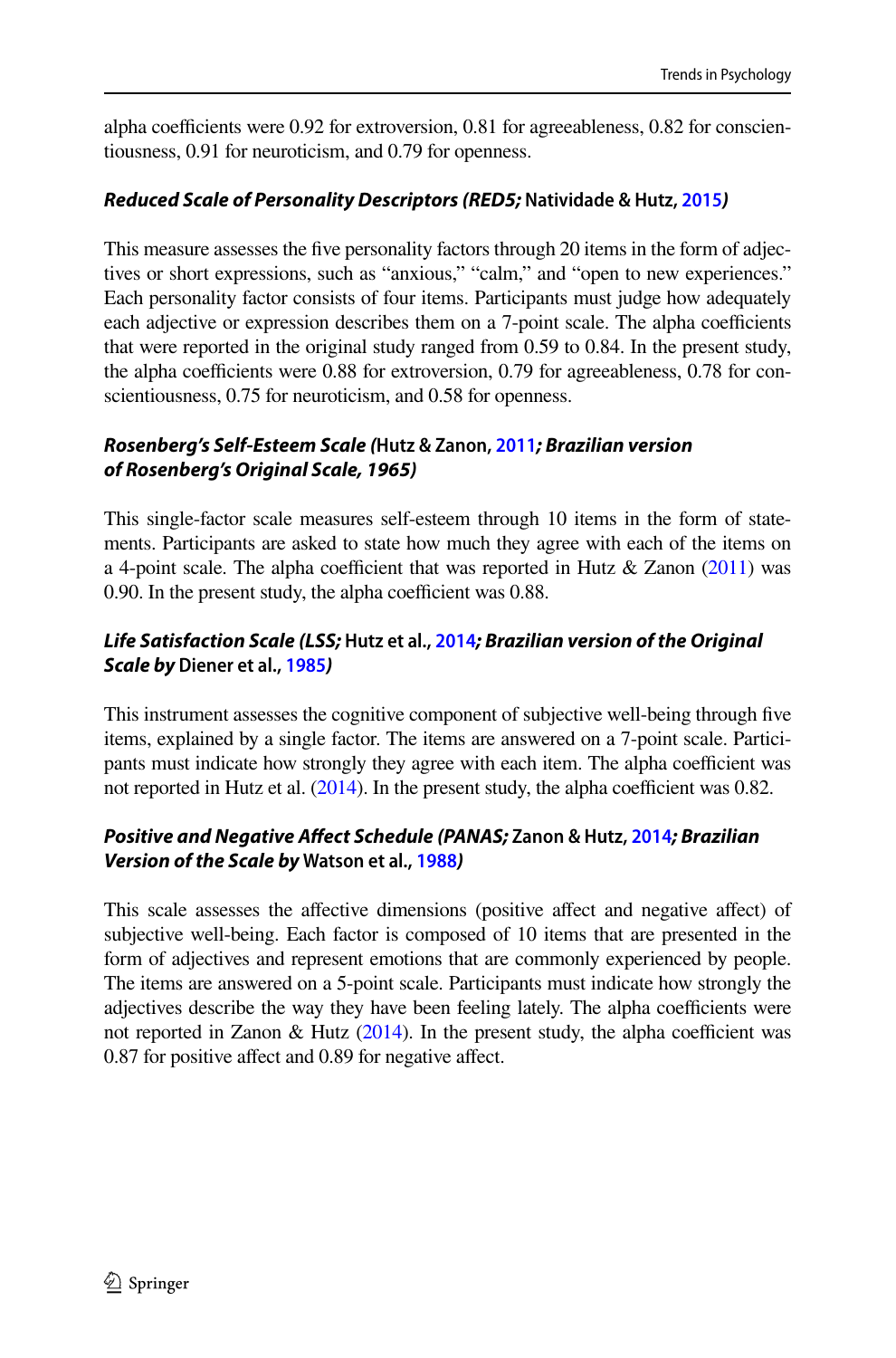alpha coefficients were 0.92 for extroversion, 0.81 for agreeableness, 0.82 for conscientiousness, 0.91 for neuroticism, and 0.79 for openness.

#### *Reduced Scale of Personality Descriptors (RED5;* Natividade & Hutz, 2015*)*

This measure assesses the five personality factors through 20 items in the form of adjectives or short expressions, such as "anxious," "calm," and "open to new experiences." Each personality factor consists of four items. Participants must judge how adequately each adjective or expression describes them on a 7-point scale. The alpha coefficients that were reported in the original study ranged from 0.59 to 0.84. In the present study, the alpha coefficients were 0.88 for extroversion, 0.79 for agreeableness, 0.78 for conscientiousness, 0.75 for neuroticism, and 0.58 for openness.

#### *Rosenberg's Self-Esteem Scale (*Hutz & Zanon, 2011*; Brazilian version of Rosenberg's Original Scale, 1965)*

This single-factor scale measures self-esteem through 10 items in the form of statements. Participants are asked to state how much they agree with each of the items on a 4-point scale. The alpha coefficient that was reported in Hutz & Zanon (2011) was 0.90. In the present study, the alpha coefficient was 0.88.

#### *Life Satisfaction Scale (LSS;* Hutz et al., 2014*; Brazilian version of the Original Scale by* Diener et al., 1985*)*

This instrument assesses the cognitive component of subjective well-being through five items, explained by a single factor. The items are answered on a 7-point scale. Participants must indicate how strongly they agree with each item. The alpha coefficient was not reported in Hutz et al. (2014). In the present study, the alpha coefficient was 0.82.

#### *Positive and Negative Affect Schedule (PANAS;* Zanon & Hutz, 2014*; Brazilian Version of the Scale by* Watson et al., 1988*)*

This scale assesses the affective dimensions (positive affect and negative affect) of subjective well-being. Each factor is composed of 10 items that are presented in the form of adjectives and represent emotions that are commonly experienced by people. The items are answered on a 5-point scale. Participants must indicate how strongly the adjectives describe the way they have been feeling lately. The alpha coefficients were not reported in Zanon & Hutz (2014). In the present study, the alpha coefficient was 0.87 for positive affect and 0.89 for negative affect.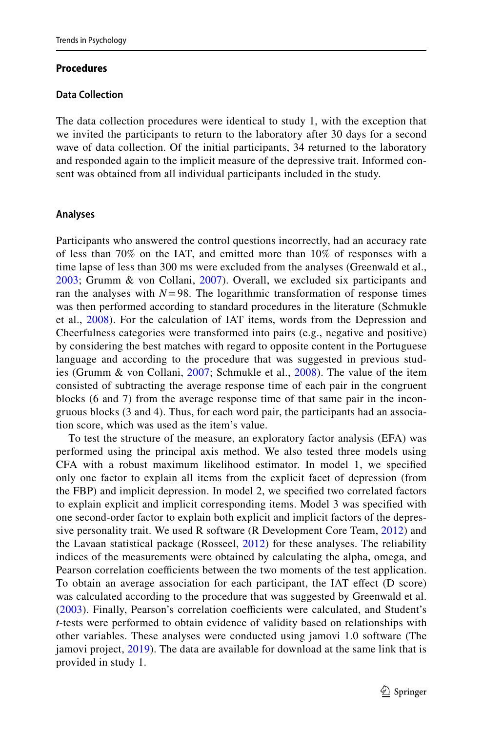## Procedures

### Data Collection

The data collection procedures were identical to study 1, with the exception that we invited the participants to return to the laboratory after 30 days for a second wave of data collection. Of the initial participants, 34 returned to the laboratory and responded again to the implicit measure of the depressive trait. Informed consent was obtained from all individual participants included in the study.

### Analyses

Participants who answered the control questions incorrectly, had an accuracy rate of less than 70% on the IAT, and emitted more than 10% of responses with a time lapse of less than 300 ms were excluded from the analyses (Greenwald et al., 2003; Grumm & von Collani, 2007). Overall, we excluded six participants and ran the analyses with $N = 98$. The logarithmic transformation of response times was then performed according to standard procedures in the literature (Schmukle et al., 2008). For the calculation of IAT items, words from the Depression and Cheerfulness categories were transformed into pairs (e.g., negative and positive) by considering the best matches with regard to opposite content in the Portuguese language and according to the procedure that was suggested in previous studies (Grumm & von Collani, 2007; Schmukle et al., 2008). The value of the item consisted of subtracting the average response time of each pair in the congruent blocks (6 and 7) from the average response time of that same pair in the incongruous blocks (3 and 4). Thus, for each word pair, the participants had an association score, which was used as the item's value.

To test the structure of the measure, an exploratory factor analysis (EFA) was performed using the principal axis method. We also tested three models using CFA with a robust maximum likelihood estimator. In model 1, we specified only one factor to explain all items from the explicit facet of depression (from the FBP) and implicit depression. In model 2, we specified two correlated factors to explain explicit and implicit corresponding items. Model 3 was specified with one second-order factor to explain both explicit and implicit factors of the depressive personality trait. We used R software (R Development Core Team, 2012) and the Lavaan statistical package (Rosseel, 2012) for these analyses. The reliability indices of the measurements were obtained by calculating the alpha, omega, and Pearson correlation coefficients between the two moments of the test application. To obtain an average association for each participant, the IAT effect (D score) was calculated according to the procedure that was suggested by Greenwald et al. (2003). Finally, Pearson's correlation coefficients were calculated, and Student's *t*-tests were performed to obtain evidence of validity based on relationships with other variables. These analyses were conducted using jamovi 1.0 software (The jamovi project, 2019). The data are available for download at the same link that is provided in study 1.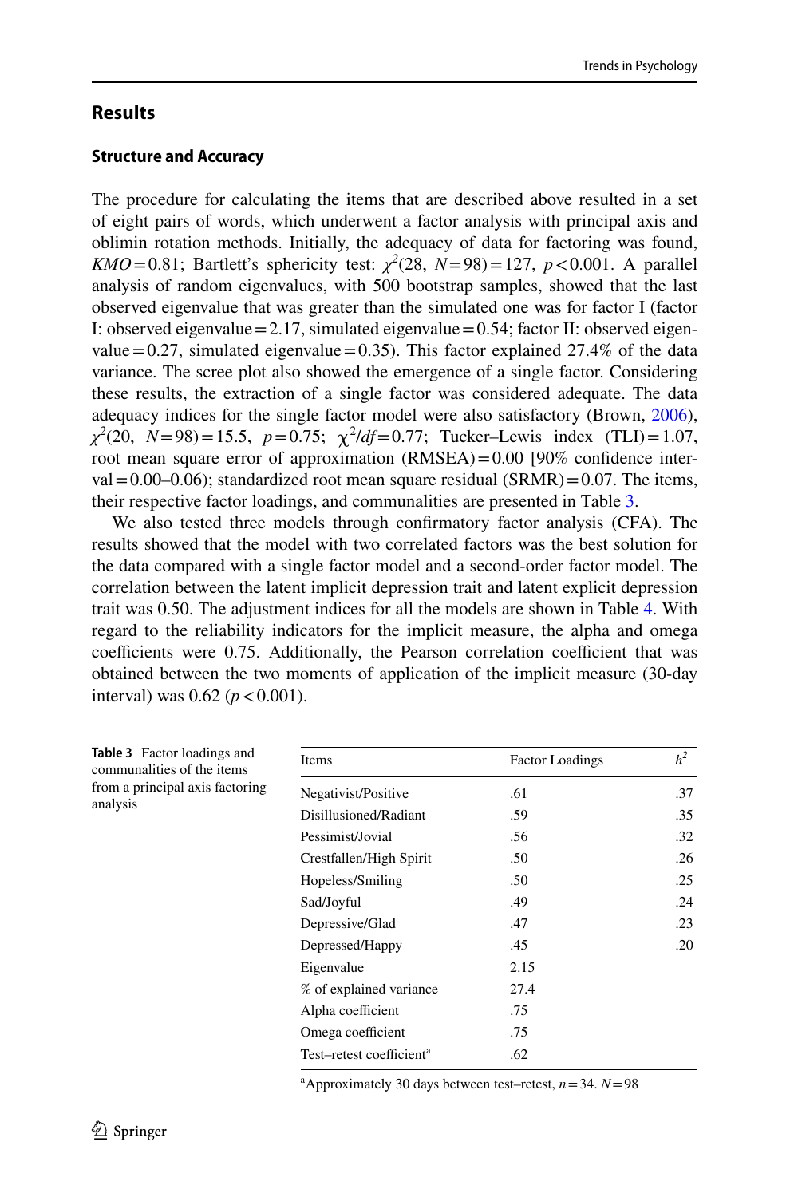## Results

### Structure and Accuracy

The procedure for calculating the items that are described above resulted in a set of eight pairs of words, which underwent a factor analysis with principal axis and oblimin rotation methods. Initially, the adequacy of data for factoring was found, $KMO = 0.81$; Bartlett's sphericity test: $\chi^2(28, N = 98) = 127$, $p < 0.001$. A parallel analysis of random eigenvalues, with 500 bootstrap samples, showed that the last observed eigenvalue that was greater than the simulated one was for factor I (factor I: observed eigenvalue = 2.17, simulated eigenvalue = 0.54; factor II: observed eigenvalue = 0.27, simulated eigenvalue = 0.35). This factor explained 27.4% of the data variance. The scree plot also showed the emergence of a single factor. Considering these results, the extraction of a single factor was considered adequate. The data adequacy indices for the single factor model were also satisfactory (Brown, 2006), $\chi^2(20, N = 98) = 15.5$, $p = 0.75$; $\chi^2/df = 0.77$; Tucker–Lewis index (TLI) = 1.07, root mean square error of approximation (RMSEA) = 0.00 [90% confidence interval = 0.00–0.06); standardized root mean square residual (SRMR) = 0.07. The items, their respective factor loadings, and communalities are presented in Table 3.

We also tested three models through confirmatory factor analysis (CFA). The results showed that the model with two correlated factors was the best solution for the data compared with a single factor model and a second-order factor model. The correlation between the latent implicit depression trait and latent explicit depression trait was 0.50. The adjustment indices for all the models are shown in Table 4. With regard to the reliability indicators for the implicit measure, the alpha and omega coefficients were 0.75. Additionally, the Pearson correlation coefficient that was obtained between the two moments of application of the implicit measure (30-day interval) was 0.62 ($p < 0.001$).

**Table 3** Factor loadings and communalities of the items from a principal axis factoring analysis

| Items | Factor Loadings | $h^2$ |
|---|---|---|
| Negativist/Positive | .61 | .37 |
| Disillusioned/Radiant | .59 | .35 |
| Pessimist/Jovial | .56 | .32 |
| Crestfallen/High Spirit | .50 | .26 |
| Hopeless/Smiling | .50 | .25 |
| Sad/Joyful | .49 | .24 |
| Depressive/Glad | .47 | .23 |
| Depressed/Happy | .45 | .20 |
| Eigenvalue | 2.15 | |
| % of explained variance | 27.4 | |
| Alpha coefficient | .75 | |
| Omega coefficient | .75 | |
| Test–retest coefficient[a] | .62 | |

[a]Approximately 30 days between test–retest, $n = 34$. $N = 98$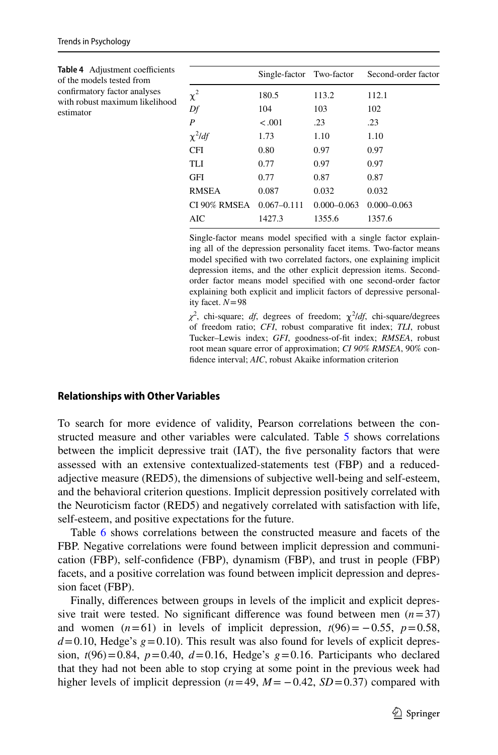**Table 4** Adjustment coefficients of the models tested from confirmatory factor analyses with robust maximum likelihood estimator

| | Single-factor | Two-factor | Second-order factor |
|---|---|---|---|
| $\chi^2$ | 180.5 | 113.2 | 112.1 |
| *Df* | 104 | 103 | 102 |
| *P* | <.001 | .23 | .23 |
| $\chi^2/df$ | 1.73 | 1.10 | 1.10 |
| CFI | 0.80 | 0.97 | 0.97 |
| TLI | 0.77 | 0.97 | 0.97 |
| GFI | 0.77 | 0.87 | 0.87 |
| RMSEA | 0.087 | 0.032 | 0.032 |
| CI 90% RMSEA | 0.067–0.111 | 0.000–0.063 | 0.000–0.063 |
| AIC | 1427.3 | 1355.6 | 1357.6 |

Single-factor means model specified with a single factor explaining all of the depression personality facet items. Two-factor means model specified with two correlated factors, one explaining implicit depression items, and the other explicit depression items. Second-order factor means model specified with one second-order factor explaining both explicit and implicit factors of depressive personality facet. $N=98$

$\chi^2$, chi-square; *df*, degrees of freedom; $\chi^2/df$, chi-square/degrees of freedom ratio; *CFI*, robust comparative fit index; *TLI*, robust Tucker–Lewis index; *GFI*, goodness-of-fit index; *RMSEA*, robust root mean square error of approximation; *CI 90% RMSEA*, 90% confidence interval; *AIC*, robust Akaike information criterion

### Relationships with Other Variables

To search for more evidence of validity, Pearson correlations between the constructed measure and other variables were calculated. Table 5 shows correlations between the implicit depressive trait (IAT), the five personality factors that were assessed with an extensive contextualized-statements test (FBP) and a reduced-adjective measure (RED5), the dimensions of subjective well-being and self-esteem, and the behavioral criterion questions. Implicit depression positively correlated with the Neuroticism factor (RED5) and negatively correlated with satisfaction with life, self-esteem, and positive expectations for the future.

Table 6 shows correlations between the constructed measure and facets of the FBP. Negative correlations were found between implicit depression and communication (FBP), self-confidence (FBP), dynamism (FBP), and trust in people (FBP) facets, and a positive correlation was found between implicit depression and depression facet (FBP).

Finally, differences between groups in levels of the implicit and explicit depressive trait were tested. No significant difference was found between men ($n=37$) and women ($n=61$) in levels of implicit depression, $t(96)=-0.55$, $p=0.58$, $d=0.10$, Hedge's $g=0.10$). This result was also found for levels of explicit depression, $t(96)=0.84$, $p=0.40$, $d=0.16$, Hedge's $g=0.16$. Participants who declared that they had not been able to stop crying at some point in the previous week had higher levels of implicit depression ($n=49$, $M=-0.42$, $SD=0.37$) compared with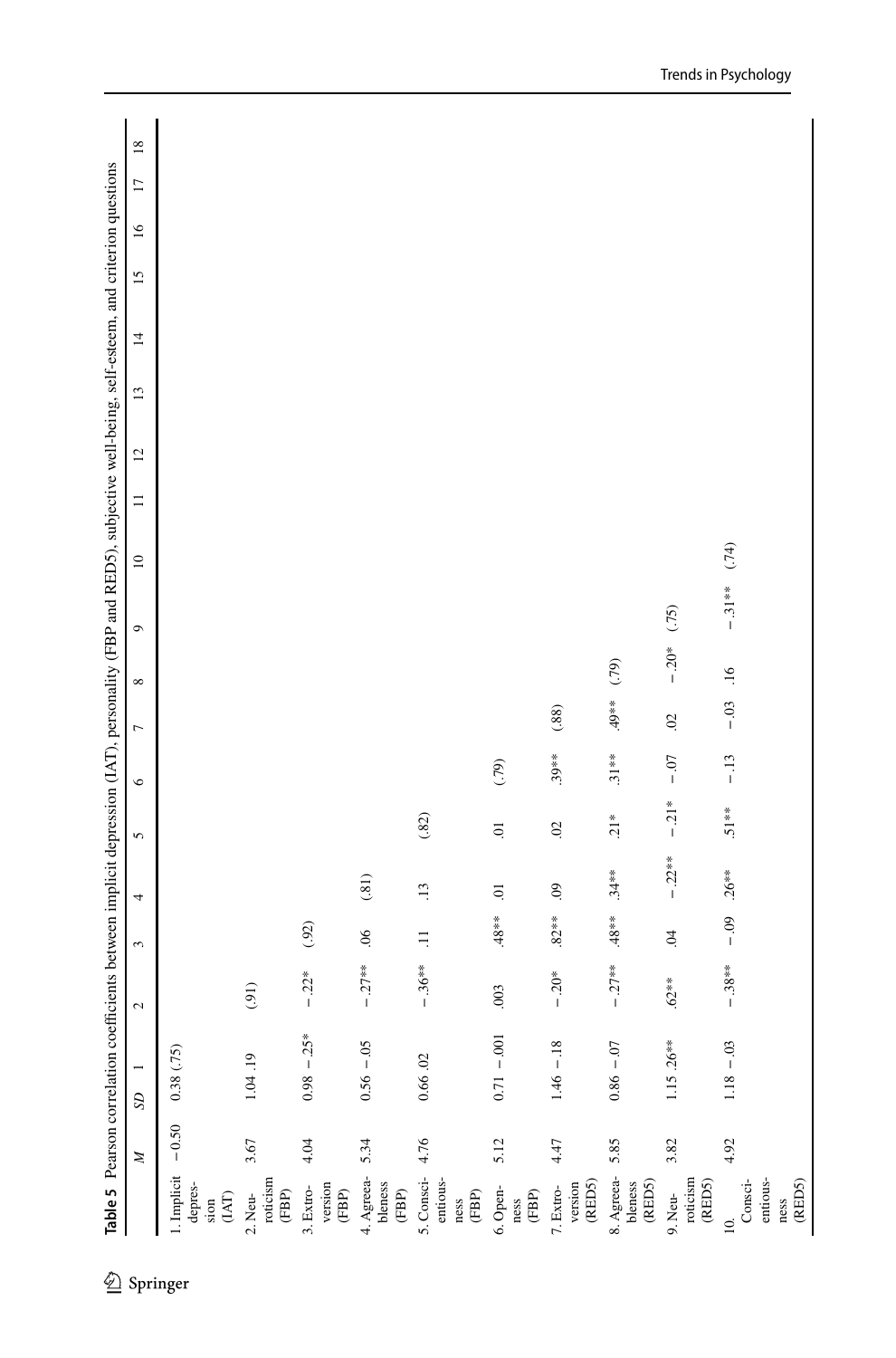**Table 5** Pearson correlation coefficients between implicit depression (IAT), personality (FBP and RED5), subjective well-being, self-esteem, and criterion questions

| | *M* | *SD* | 1 | 2 | 3 | 4 | 5 | 6 | 7 | 8 | 9 | 10 | 11 | 12 | 13 | 14 | 15 | 16 | 17 | 18 |
|---|---|---|---|---|---|---|---|---|---|---|---|---|---|---|---|---|---|---|---|---|
| 1. Implicit depression (IAT) | −0.50 | 0.38 | (.75) | | | | | | | | | | | | | | | | | |
| 2. Neuroticism (FBP) | 3.67 | 1.04 | .19 | (.91) | | | | | | | | | | | | | | | | |
| 3. Extroversion (FBP) | 4.04 | 0.98 | −.25* | −.22* | (.92) | | | | | | | | | | | | | | | |
| 4. Agreeableness (FBP) | 5.34 | 0.56 | −.05 | −.27** | .06 | (.81) | | | | | | | | | | | | | | |
| 5. Conscientiousness (FBP) | 4.76 | 0.66 | .02 | −.36** | .11 | .13 | (.82) | | | | | | | | | | | | | |
| 6. Openness (FBP) | 5.12 | 0.71 | −.001 | .003 | .48** | .01 | .01 | (.79) | | | | | | | | | | | | |
| 7. Extroversion (RED5) | 4.47 | 1.46 | −.18 | −.20* | .82** | .09 | .02 | .39** | (.88) | | | | | | | | | | | |
| 8. Agreeableness (RED5) | 5.85 | 0.86 | −.07 | −.27** | .48** | .34** | .21* | .31** | .49** | (.79) | | | | | | | | | | |
| 9. Neuroticism (RED5) | 3.82 | 1.15 | .26** | .62** | .04 | −.22** | −.21* | −.07 | .02 | −.20* | (.75) | | | | | | | | | |
| 10. Conscientiousness (RED5) | 4.92 | 1.18 | −.03 | −.38** | −.09 | .26** | .51** | −.13 | −.03 | .16 | −.31** | (.74) | | | | | | | | |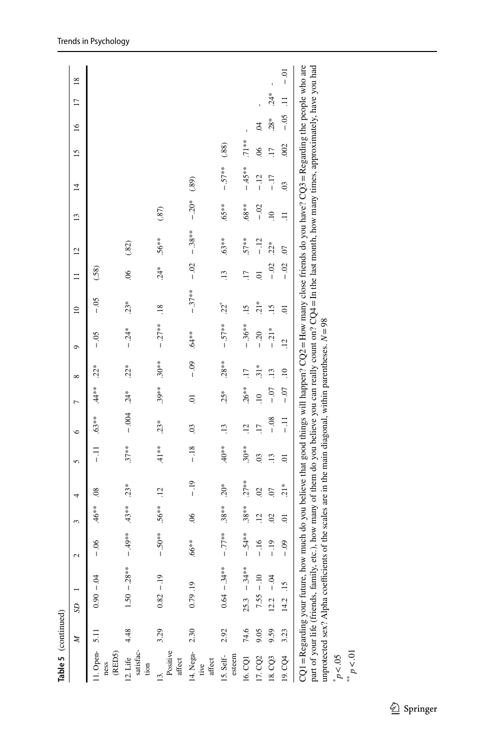**Table 5** (continued)

| | *M* | *SD* | 1 | 2 | 3 | 4 | 5 | 6 | 7 | 8 | 9 | 10 | 11 | 12 | 13 | 14 | 15 | 16 | 17 | 18 |
|---|---|---|---|---|---|---|---|---|---|---|---|---|---|---|---|---|---|---|---|---|
| 11. Openness (RED5) | 5.11 | 0.90 | −.04 | −.06 | .46** | .08 | −.11 | .63** | .44** | .22* | −.05 | −.05 | (.58) | | | | | | | |
| 12. Life satisfaction | 4.48 | 1.50 | −.28** | −.49** | .43** | .23* | .37** | −.004 | .24* | .22* | −.24* | .23* | .06 | (.82) | | | | | | |
| 13. Positive affect | 3.29 | 0.82 | −.19 | −.50** | .56** | .12 | .41** | .23* | .39** | .30** | −.27** | .18 | .24* | .56** | (.87) | | | | | |
| 14. Negative affect | 2.30 | 0.79 | .19 | .66** | .06 | −.19 | −.18 | .03 | .01 | −.09 | .64** | −.37** | −.02 | −.38** | −.20* | (.89) | | | | |
| 15. Self-esteem | 2.92 | 0.64 | −.34** | −.77** | .38** | .20* | .40** | .13 | .25* | .28** | −.57** | .22* | .13 | .63** | .65** | −.57** | (.88) | | | |
| 16. CQ1 | 74.6 | 25.3 | −.34** | −.54** | .38** | .27** | .30** | .12 | .26** | .17 | −.36** | .15 | .17 | .57** | .68** | −.45** | .71** | - | | |
| 17. CQ2 | 9.05 | 7.55 | −.10 | −.16 | .12 | .02 | .03 | .17 | .10 | .31* | −.20 | .21* | .01 | −.12 | −.02 | −.12 | .06 | .04 | - | |
| 18. CQ3 | 9.59 | 12.2 | −.04 | −.19 | .02 | .07 | .13 | −.08 | −.07 | .13 | −.21* | .15 | −.02 | .22* | .10 | −.17 | .17 | .28* | .24* | - |
| 19. CQ4 | 3.23 | 14.2 | .15 | −.09 | .01 | .21* | .01 | −.11 | −.07 | .10 | .12 | .01 | −.02 | .07 | .11 | .03 | .002 | −.05 | .11 | −.01 |

CQ1 = Regarding your future, how much do you believe that good things will happen? CQ2 = How many close friends do you have? CQ3 = Regarding the people who are part of your life (friends, family, etc.), how many of them do you believe you can really count on? CQ4 = In the last month, how many times, approximately, have you had unprotected sex? Alpha coefficients of the scales are in the main diagonal, within parentheses. $N = 98$

\* $p < .05$

\*\* $p < .01$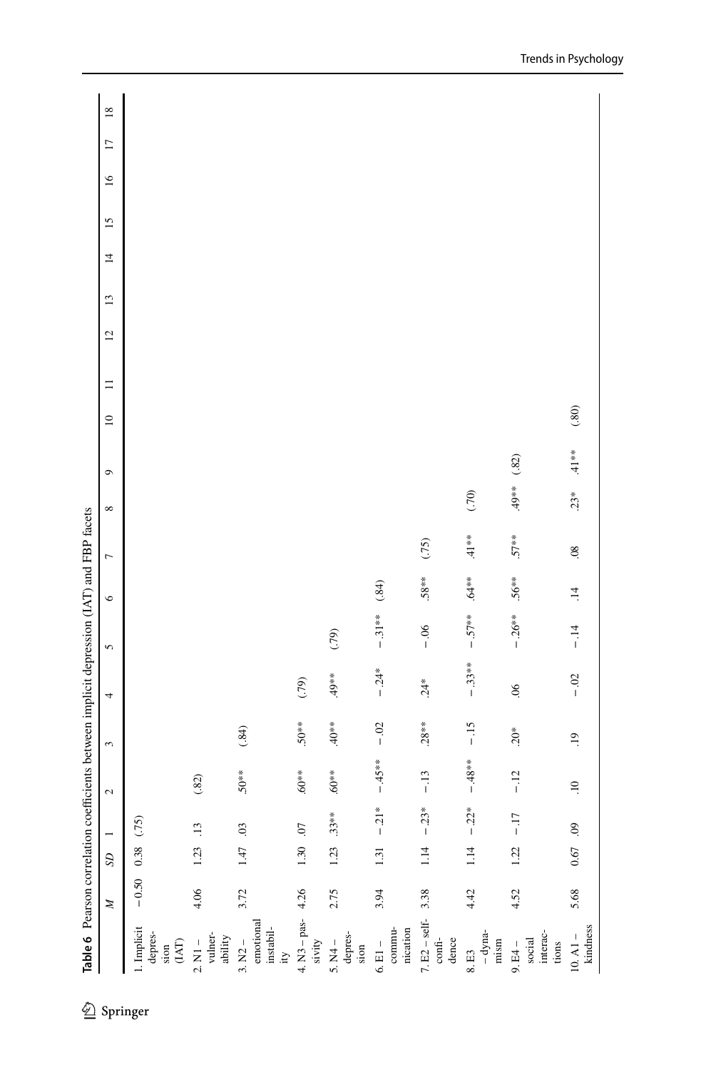**Table 6** Pearson correlation coefficients between implicit depression (IAT) and FBP facets

| | *M* | *SD* | 1 | 2 | 3 | 4 | 5 | 6 | 7 | 8 | 9 | 10 | 11 | 12 | 13 | 14 | 15 | 16 | 17 | 18 |
|---|---|---|---|---|---|---|---|---|---|---|---|---|---|---|---|---|---|---|---|---|
| 1. Implicit depression (IAT) | −0.50 | 0.38 | (.75) | | | | | | | | | | | | | | | | | |
| 2. N1 – vulnerability | 4.06 | 1.23 | .13 | (.82) | | | | | | | | | | | | | | | | |
| 3. N2 – emotional instability | 3.72 | 1.47 | .03 | .50** | (.84) | | | | | | | | | | | | | | | |
| 4. N3 – passivity | 4.26 | 1.30 | .07 | .60** | .50** | (.79) | | | | | | | | | | | | | | |
| 5. N4 – depression | 2.75 | 1.23 | .33** | .60** | .40** | .49** | (.79) | | | | | | | | | | | | | |
| 6. E1 – communication | 3.94 | 1.31 | −.21* | −.45** | −.02 | −.24* | −.31** | (.84) | | | | | | | | | | | | |
| 7. E2 – self-confidence | 3.38 | 1.14 | −.23* | −.13 | .28** | .24* | −.06 | .58** | (.75) | | | | | | | | | | | |
| 8. E3 – dynamism | 4.42 | 1.14 | −.22* | −.48** | −.15 | −.33** | −.57** | .64** | .41** | (.70) | | | | | | | | | | |
| 9. E4 – social interactions | 4.52 | 1.22 | −.17 | −.12 | .20* | .06 | −.26** | .56** | .57** | .49** | (.82) | | | | | | | | | |
| 10. A1 – kindness | 5.68 | 0.67 | .09 | .10 | .19 | −.02 | −.14 | .14 | .08 | .23* | .41** | (.80) | | | | | | | | |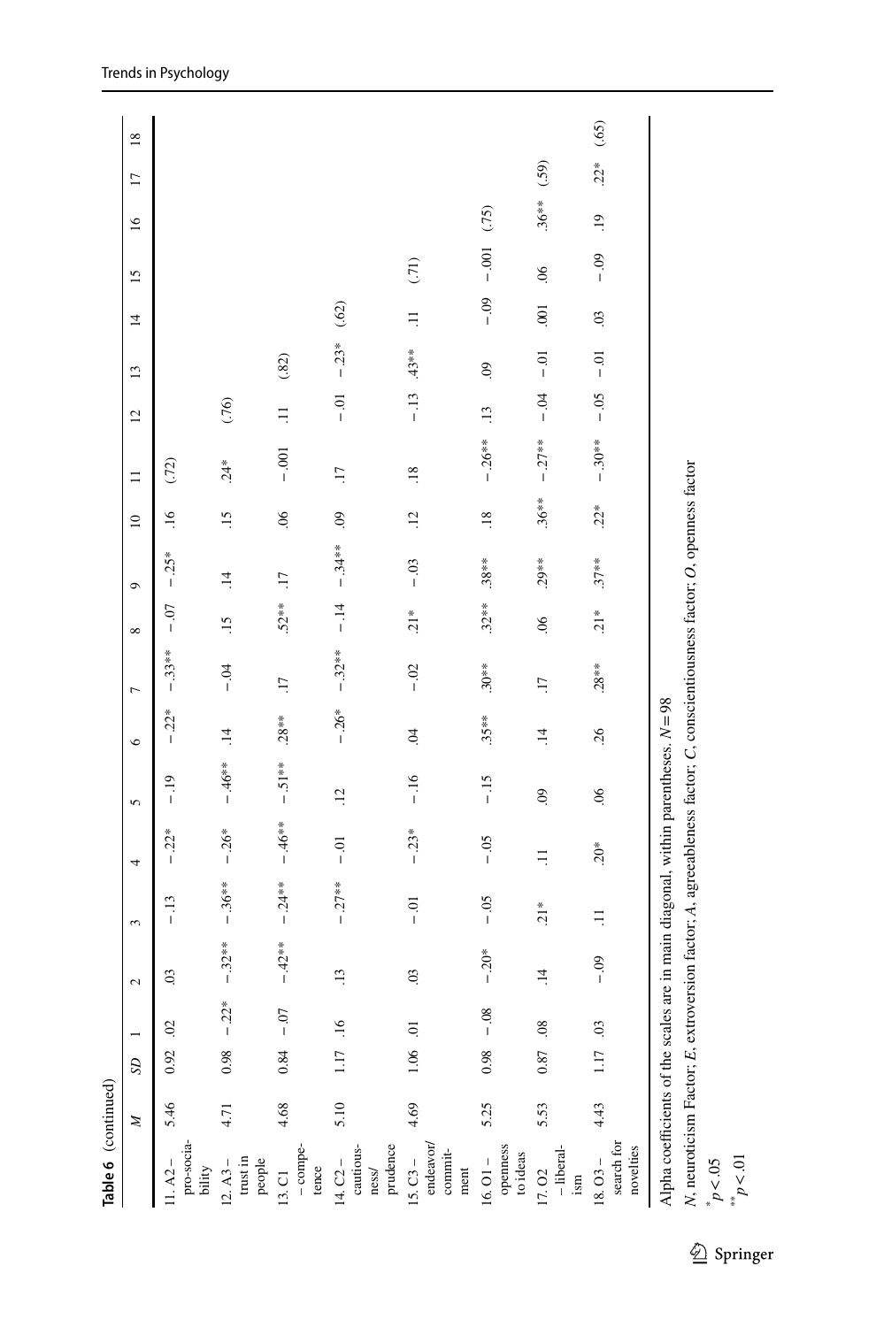**Table 6** (continued)

| | *M* | *SD* | 1 | 2 | 3 | 4 | 5 | 6 | 7 | 8 | 9 | 10 | 11 | 12 | 13 | 14 | 15 | 16 | 17 | 18 |
|---|---|---|---|---|---|---|---|---|---|---|---|---|---|---|---|---|---|---|---|---|
| 11. A2 – pro-sociability | 5.46 | 0.92 | .02 | .03 | −.13 | −.22* | −.19 | −.22* | −.33** | −.07 | −.25* | .16 | (.72) | | | | | | | |
| 12. A3 – trust in people | 4.71 | 0.98 | −.22* | −.32** | −.36** | −.26* | −.46** | .14 | −.04 | .15 | .14 | .15 | .24* | (.76) | | | | | | |
| 13. C1 – competence | 4.68 | 0.84 | −.07 | −.42** | −.24** | −.46** | −.51** | .28** | .17 | .52** | .17 | .06 | −.001 | .11 | (.82) | | | | | |
| 14. C2 – cautiousness/prudence | 5.10 | 1.17 | .16 | .13 | −.27** | −.01 | .12 | −.26* | −.32** | −.14 | −.34** | .09 | .17 | −.01 | −.23* | (.62) | | | | |
| 15. C3 – endeavor/commitment | 4.69 | 1.06 | .01 | .03 | −.01 | −.23* | −.16 | .04 | −.02 | .21* | −.03 | .12 | .18 | −.13 | .43** | .11 | (.71) | | | |
| 16. O1 – openness to ideas | 5.25 | 0.98 | −.08 | −.20* | −.05 | −.05 | −.15 | .35** | .30** | .32** | .38** | .18 | −.26** | .13 | .09 | −.09 | −.001 | (.75) | | |
| 17. O2 – liberalism | 5.53 | 0.87 | .08 | .14 | .21* | .11 | .09 | .14 | .17 | .06 | .29** | .36** | −.27** | −.04 | −.01 | .001 | .06 | .36** | (.59) | |
| 18. O3 – search for novelties | 4.43 | 1.17 | .03 | −.09 | .11 | .20* | .06 | .26 | .28** | .21* | .37** | .22* | −.30** | −.05 | −.01 | .03 | −.09 | .19 | .22* | (.65) |

Alpha coefficients of the scales are in main diagonal, within parentheses. $N = 98$

*N*, neuroticism Factor; *E*, extroversion factor; *A*, agreeableness factor; *C*, conscientiousness factor; *O*, openness factor

$^{*}p < .05$

$^{**}p < .01$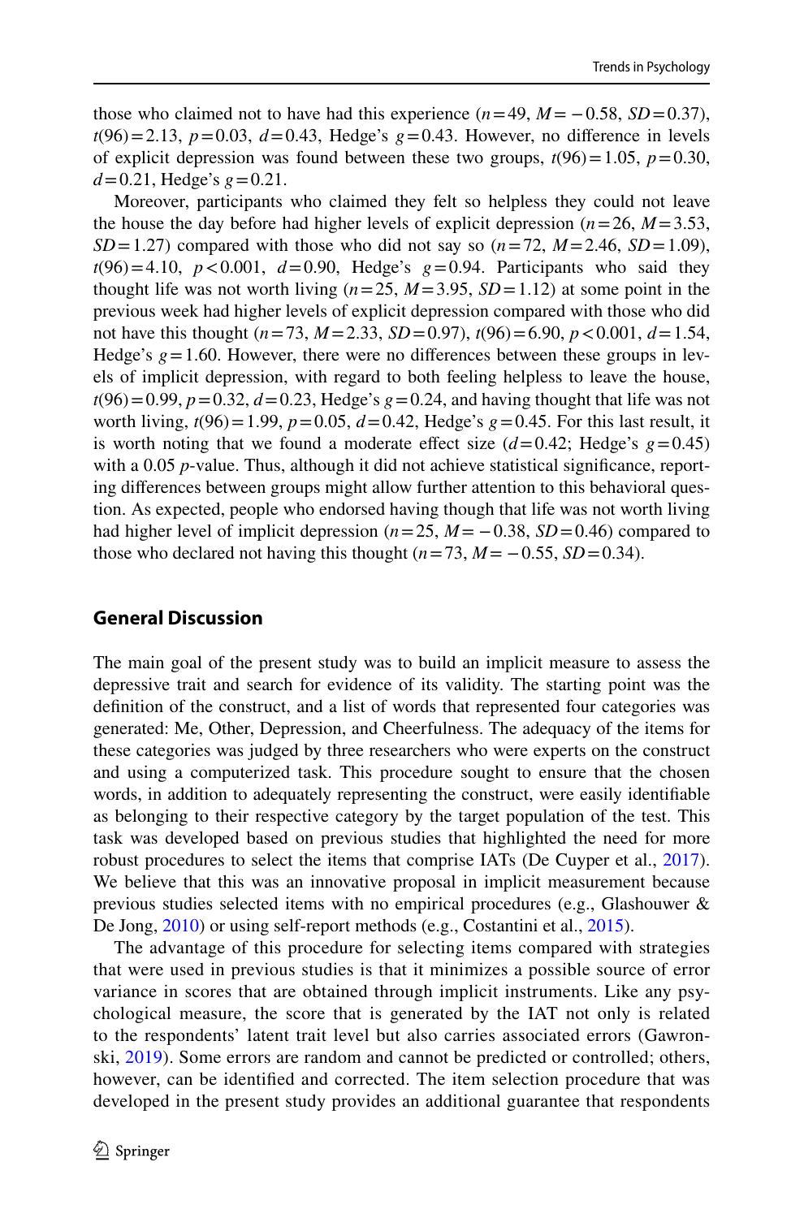those who claimed not to have had this experience ($n = 49$, $M = -0.58$, $SD = 0.37$), $t(96) = 2.13$, $p = 0.03$, $d = 0.43$, Hedge's $g = 0.43$. However, no difference in levels of explicit depression was found between these two groups, $t(96) = 1.05$, $p = 0.30$, $d = 0.21$, Hedge's $g = 0.21$.

Moreover, participants who claimed they felt so helpless they could not leave the house the day before had higher levels of explicit depression ($n = 26$, $M = 3.53$, $SD = 1.27$) compared with those who did not say so ($n = 72$, $M = 2.46$, $SD = 1.09$), $t(96) = 4.10$, $p < 0.001$, $d = 0.90$, Hedge's $g = 0.94$. Participants who said they thought life was not worth living ($n = 25$, $M = 3.95$, $SD = 1.12$) at some point in the previous week had higher levels of explicit depression compared with those who did not have this thought ($n = 73$, $M = 2.33$, $SD = 0.97$), $t(96) = 6.90$, $p < 0.001$, $d = 1.54$, Hedge's $g = 1.60$. However, there were no differences between these groups in levels of implicit depression, with regard to both feeling helpless to leave the house, $t(96) = 0.99$, $p = 0.32$, $d = 0.23$, Hedge's $g = 0.24$, and having thought that life was not worth living, $t(96) = 1.99$, $p = 0.05$, $d = 0.42$, Hedge's $g = 0.45$. For this last result, it is worth noting that we found a moderate effect size ($d = 0.42$; Hedge's $g = 0.45$) with a 0.05 *p*-value. Thus, although it did not achieve statistical significance, reporting differences between groups might allow further attention to this behavioral question. As expected, people who endorsed having though that life was not worth living had higher level of implicit depression ($n = 25$, $M = -0.38$, $SD = 0.46$) compared to those who declared not having this thought ($n = 73$, $M = -0.55$, $SD = 0.34$).

## General Discussion

The main goal of the present study was to build an implicit measure to assess the depressive trait and search for evidence of its validity. The starting point was the definition of the construct, and a list of words that represented four categories was generated: Me, Other, Depression, and Cheerfulness. The adequacy of the items for these categories was judged by three researchers who were experts on the construct and using a computerized task. This procedure sought to ensure that the chosen words, in addition to adequately representing the construct, were easily identifiable as belonging to their respective category by the target population of the test. This task was developed based on previous studies that highlighted the need for more robust procedures to select the items that comprise IATs (De Cuyper et al., 2017). We believe that this was an innovative proposal in implicit measurement because previous studies selected items with no empirical procedures (e.g., Glashouwer & De Jong, 2010) or using self-report methods (e.g., Costantini et al., 2015).

The advantage of this procedure for selecting items compared with strategies that were used in previous studies is that it minimizes a possible source of error variance in scores that are obtained through implicit instruments. Like any psychological measure, the score that is generated by the IAT not only is related to the respondents' latent trait level but also carries associated errors (Gawronski, 2019). Some errors are random and cannot be predicted or controlled; others, however, can be identified and corrected. The item selection procedure that was developed in the present study provides an additional guarantee that respondents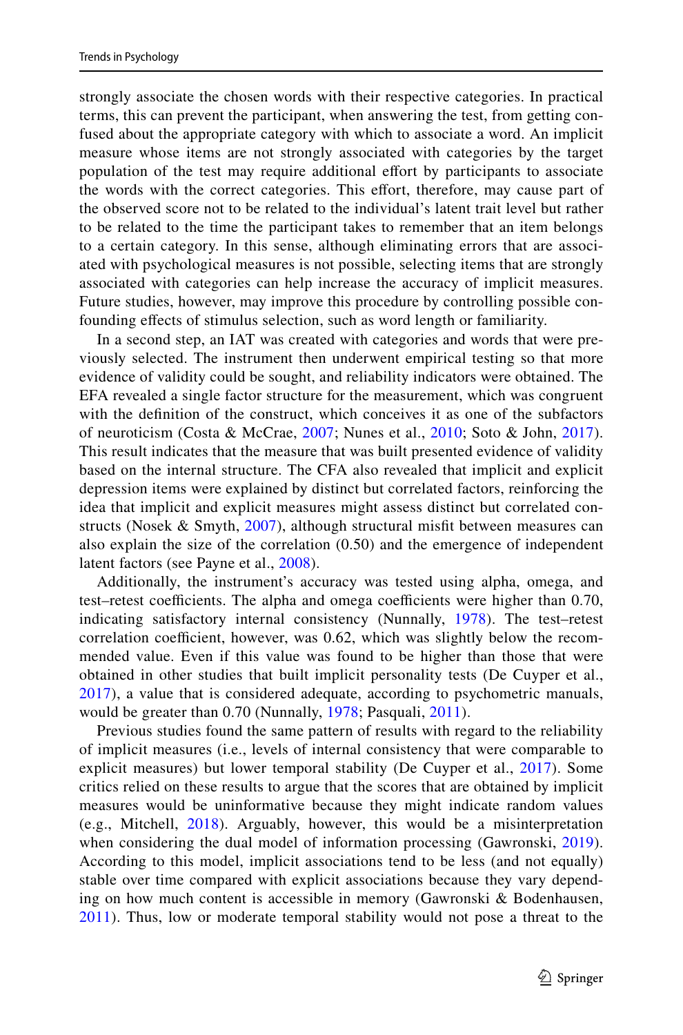strongly associate the chosen words with their respective categories. In practical terms, this can prevent the participant, when answering the test, from getting confused about the appropriate category with which to associate a word. An implicit measure whose items are not strongly associated with categories by the target population of the test may require additional effort by participants to associate the words with the correct categories. This effort, therefore, may cause part of the observed score not to be related to the individual's latent trait level but rather to be related to the time the participant takes to remember that an item belongs to a certain category. In this sense, although eliminating errors that are associated with psychological measures is not possible, selecting items that are strongly associated with categories can help increase the accuracy of implicit measures. Future studies, however, may improve this procedure by controlling possible confounding effects of stimulus selection, such as word length or familiarity.

In a second step, an IAT was created with categories and words that were previously selected. The instrument then underwent empirical testing so that more evidence of validity could be sought, and reliability indicators were obtained. The EFA revealed a single factor structure for the measurement, which was congruent with the definition of the construct, which conceives it as one of the subfactors of neuroticism (Costa & McCrae, 2007; Nunes et al., 2010; Soto & John, 2017). This result indicates that the measure that was built presented evidence of validity based on the internal structure. The CFA also revealed that implicit and explicit depression items were explained by distinct but correlated factors, reinforcing the idea that implicit and explicit measures might assess distinct but correlated constructs (Nosek & Smyth, 2007), although structural misfit between measures can also explain the size of the correlation (0.50) and the emergence of independent latent factors (see Payne et al., 2008).

Additionally, the instrument's accuracy was tested using alpha, omega, and test–retest coefficients. The alpha and omega coefficients were higher than 0.70, indicating satisfactory internal consistency (Nunnally, 1978). The test–retest correlation coefficient, however, was 0.62, which was slightly below the recommended value. Even if this value was found to be higher than those that were obtained in other studies that built implicit personality tests (De Cuyper et al., 2017), a value that is considered adequate, according to psychometric manuals, would be greater than 0.70 (Nunnally, 1978; Pasquali, 2011).

Previous studies found the same pattern of results with regard to the reliability of implicit measures (i.e., levels of internal consistency that were comparable to explicit measures) but lower temporal stability (De Cuyper et al., 2017). Some critics relied on these results to argue that the scores that are obtained by implicit measures would be uninformative because they might indicate random values (e.g., Mitchell, 2018). Arguably, however, this would be a misinterpretation when considering the dual model of information processing (Gawronski, 2019). According to this model, implicit associations tend to be less (and not equally) stable over time compared with explicit associations because they vary depending on how much content is accessible in memory (Gawronski & Bodenhausen, 2011). Thus, low or moderate temporal stability would not pose a threat to the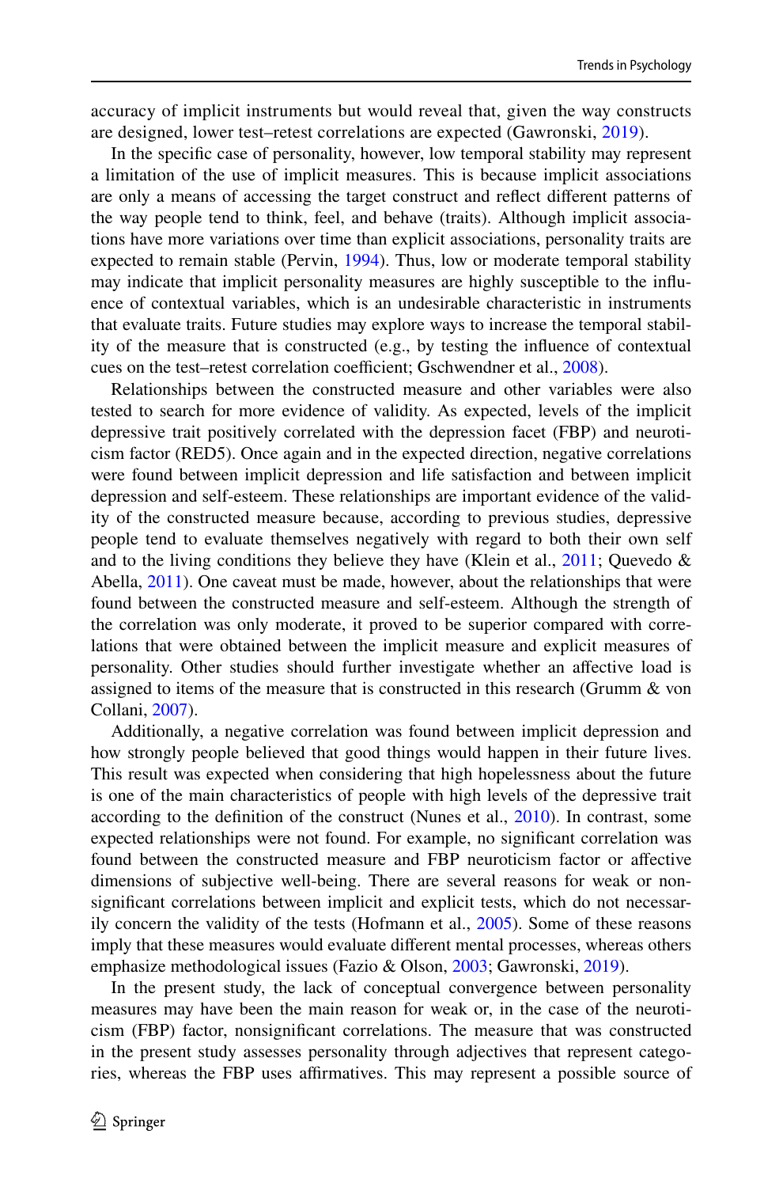accuracy of implicit instruments but would reveal that, given the way constructs are designed, lower test–retest correlations are expected (Gawronski, 2019).

In the specific case of personality, however, low temporal stability may represent a limitation of the use of implicit measures. This is because implicit associations are only a means of accessing the target construct and reflect different patterns of the way people tend to think, feel, and behave (traits). Although implicit associations have more variations over time than explicit associations, personality traits are expected to remain stable (Pervin, 1994). Thus, low or moderate temporal stability may indicate that implicit personality measures are highly susceptible to the influence of contextual variables, which is an undesirable characteristic in instruments that evaluate traits. Future studies may explore ways to increase the temporal stability of the measure that is constructed (e.g., by testing the influence of contextual cues on the test–retest correlation coefficient; Gschwendner et al., 2008).

Relationships between the constructed measure and other variables were also tested to search for more evidence of validity. As expected, levels of the implicit depressive trait positively correlated with the depression facet (FBP) and neuroticism factor (RED5). Once again and in the expected direction, negative correlations were found between implicit depression and life satisfaction and between implicit depression and self-esteem. These relationships are important evidence of the validity of the constructed measure because, according to previous studies, depressive people tend to evaluate themselves negatively with regard to both their own self and to the living conditions they believe they have (Klein et al., 2011; Quevedo & Abella, 2011). One caveat must be made, however, about the relationships that were found between the constructed measure and self-esteem. Although the strength of the correlation was only moderate, it proved to be superior compared with correlations that were obtained between the implicit measure and explicit measures of personality. Other studies should further investigate whether an affective load is assigned to items of the measure that is constructed in this research (Grumm & von Collani, 2007).

Additionally, a negative correlation was found between implicit depression and how strongly people believed that good things would happen in their future lives. This result was expected when considering that high hopelessness about the future is one of the main characteristics of people with high levels of the depressive trait according to the definition of the construct (Nunes et al., 2010). In contrast, some expected relationships were not found. For example, no significant correlation was found between the constructed measure and FBP neuroticism factor or affective dimensions of subjective well-being. There are several reasons for weak or nonsignificant correlations between implicit and explicit tests, which do not necessarily concern the validity of the tests (Hofmann et al., 2005). Some of these reasons imply that these measures would evaluate different mental processes, whereas others emphasize methodological issues (Fazio & Olson, 2003; Gawronski, 2019).

In the present study, the lack of conceptual convergence between personality measures may have been the main reason for weak or, in the case of the neuroticism (FBP) factor, nonsignificant correlations. The measure that was constructed in the present study assesses personality through adjectives that represent categories, whereas the FBP uses affirmatives. This may represent a possible source of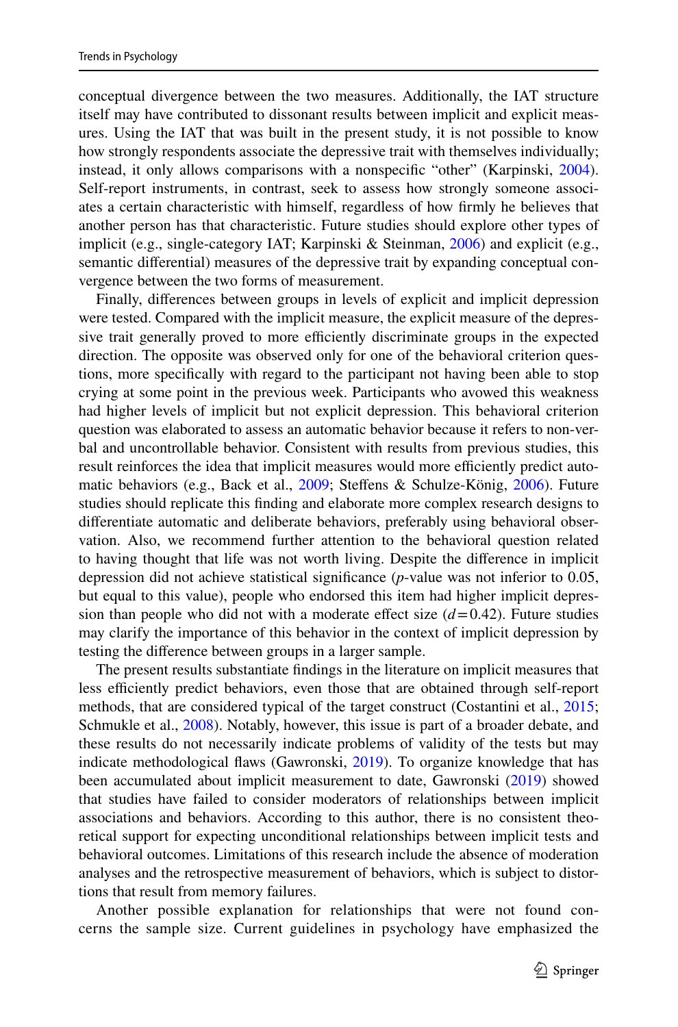conceptual divergence between the two measures. Additionally, the IAT structure itself may have contributed to dissonant results between implicit and explicit measures. Using the IAT that was built in the present study, it is not possible to know how strongly respondents associate the depressive trait with themselves individually; instead, it only allows comparisons with a nonspecific "other" (Karpinski, 2004). Self-report instruments, in contrast, seek to assess how strongly someone associates a certain characteristic with himself, regardless of how firmly he believes that another person has that characteristic. Future studies should explore other types of implicit (e.g., single-category IAT; Karpinski & Steinman, 2006) and explicit (e.g., semantic differential) measures of the depressive trait by expanding conceptual convergence between the two forms of measurement.

Finally, differences between groups in levels of explicit and implicit depression were tested. Compared with the implicit measure, the explicit measure of the depressive trait generally proved to more efficiently discriminate groups in the expected direction. The opposite was observed only for one of the behavioral criterion questions, more specifically with regard to the participant not having been able to stop crying at some point in the previous week. Participants who avowed this weakness had higher levels of implicit but not explicit depression. This behavioral criterion question was elaborated to assess an automatic behavior because it refers to non-verbal and uncontrollable behavior. Consistent with results from previous studies, this result reinforces the idea that implicit measures would more efficiently predict automatic behaviors (e.g., Back et al., 2009; Steffens & Schulze-König, 2006). Future studies should replicate this finding and elaborate more complex research designs to differentiate automatic and deliberate behaviors, preferably using behavioral observation. Also, we recommend further attention to the behavioral question related to having thought that life was not worth living. Despite the difference in implicit depression did not achieve statistical significance (*p*-value was not inferior to 0.05, but equal to this value), people who endorsed this item had higher implicit depression than people who did not with a moderate effect size ($d = 0.42$). Future studies may clarify the importance of this behavior in the context of implicit depression by testing the difference between groups in a larger sample.

The present results substantiate findings in the literature on implicit measures that less efficiently predict behaviors, even those that are obtained through self-report methods, that are considered typical of the target construct (Costantini et al., 2015; Schmukle et al., 2008). Notably, however, this issue is part of a broader debate, and these results do not necessarily indicate problems of validity of the tests but may indicate methodological flaws (Gawronski, 2019). To organize knowledge that has been accumulated about implicit measurement to date, Gawronski (2019) showed that studies have failed to consider moderators of relationships between implicit associations and behaviors. According to this author, there is no consistent theoretical support for expecting unconditional relationships between implicit tests and behavioral outcomes. Limitations of this research include the absence of moderation analyses and the retrospective measurement of behaviors, which is subject to distortions that result from memory failures.

Another possible explanation for relationships that were not found concerns the sample size. Current guidelines in psychology have emphasized the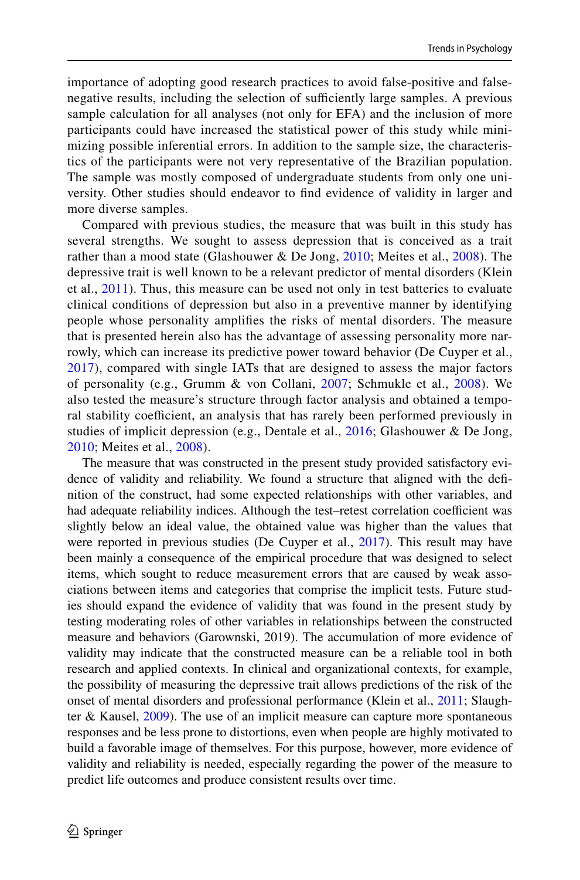importance of adopting good research practices to avoid false-positive and false-negative results, including the selection of sufficiently large samples. A previous sample calculation for all analyses (not only for EFA) and the inclusion of more participants could have increased the statistical power of this study while minimizing possible inferential errors. In addition to the sample size, the characteristics of the participants were not very representative of the Brazilian population. The sample was mostly composed of undergraduate students from only one university. Other studies should endeavor to find evidence of validity in larger and more diverse samples.

Compared with previous studies, the measure that was built in this study has several strengths. We sought to assess depression that is conceived as a trait rather than a mood state (Glashouwer & De Jong, 2010; Meites et al., 2008). The depressive trait is well known to be a relevant predictor of mental disorders (Klein et al., 2011). Thus, this measure can be used not only in test batteries to evaluate clinical conditions of depression but also in a preventive manner by identifying people whose personality amplifies the risks of mental disorders. The measure that is presented herein also has the advantage of assessing personality more narrowly, which can increase its predictive power toward behavior (De Cuyper et al., 2017), compared with single IATs that are designed to assess the major factors of personality (e.g., Grumm & von Collani, 2007; Schmukle et al., 2008). We also tested the measure's structure through factor analysis and obtained a temporal stability coefficient, an analysis that has rarely been performed previously in studies of implicit depression (e.g., Dentale et al., 2016; Glashouwer & De Jong, 2010; Meites et al., 2008).

The measure that was constructed in the present study provided satisfactory evidence of validity and reliability. We found a structure that aligned with the definition of the construct, had some expected relationships with other variables, and had adequate reliability indices. Although the test–retest correlation coefficient was slightly below an ideal value, the obtained value was higher than the values that were reported in previous studies (De Cuyper et al., 2017). This result may have been mainly a consequence of the empirical procedure that was designed to select items, which sought to reduce measurement errors that are caused by weak associations between items and categories that comprise the implicit tests. Future studies should expand the evidence of validity that was found in the present study by testing moderating roles of other variables in relationships between the constructed measure and behaviors (Garownski, 2019). The accumulation of more evidence of validity may indicate that the constructed measure can be a reliable tool in both research and applied contexts. In clinical and organizational contexts, for example, the possibility of measuring the depressive trait allows predictions of the risk of the onset of mental disorders and professional performance (Klein et al., 2011; Slaughter & Kausel, 2009). The use of an implicit measure can capture more spontaneous responses and be less prone to distortions, even when people are highly motivated to build a favorable image of themselves. For this purpose, however, more evidence of validity and reliability is needed, especially regarding the power of the measure to predict life outcomes and produce consistent results over time.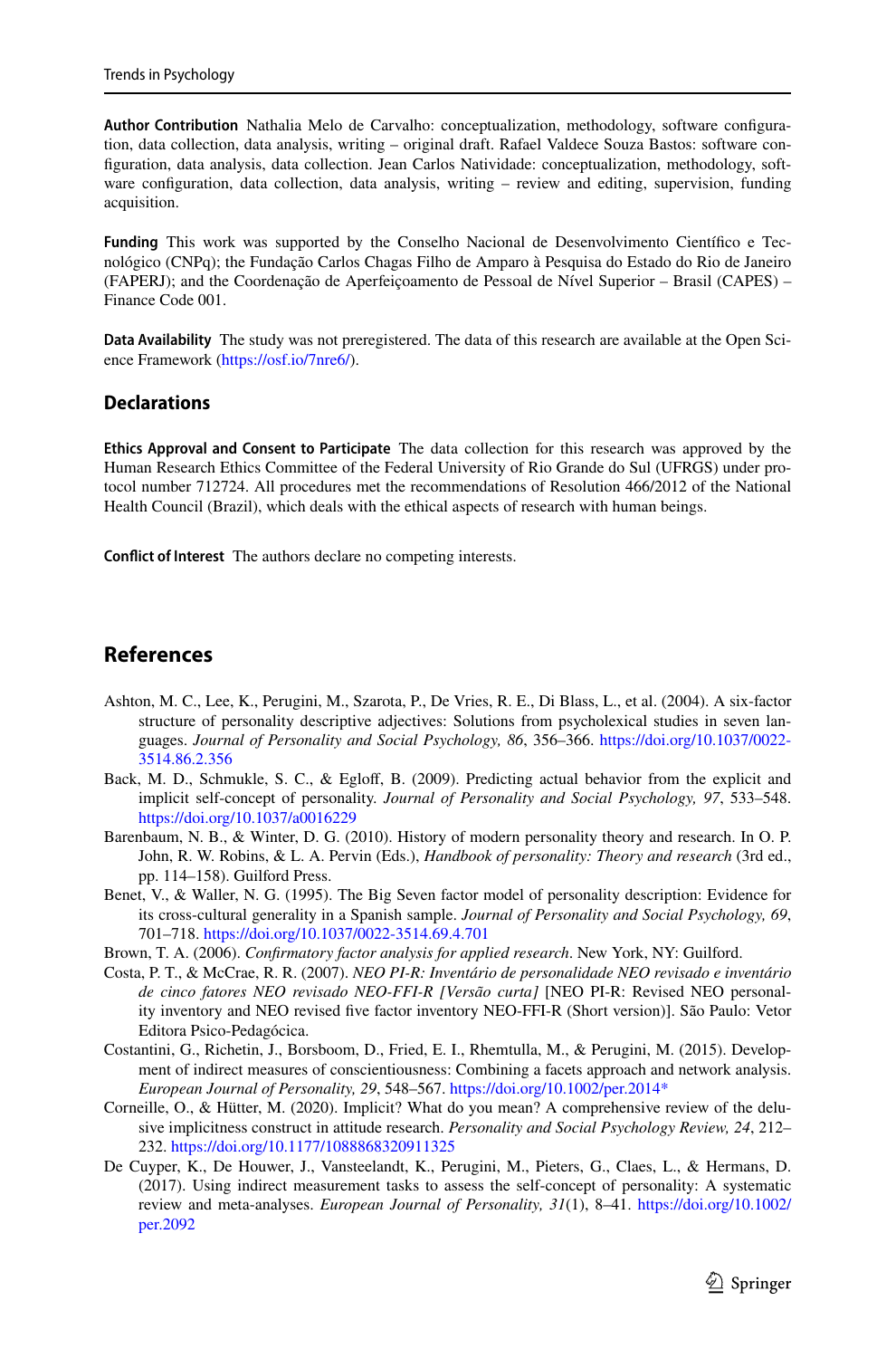**Author Contribution** Nathalia Melo de Carvalho: conceptualization, methodology, software configuration, data collection, data analysis, writing – original draft. Rafael Valdece Souza Bastos: software configuration, data analysis, data collection. Jean Carlos Natividade: conceptualization, methodology, software configuration, data collection, data analysis, writing – review and editing, supervision, funding acquisition.

**Funding** This work was supported by the Conselho Nacional de Desenvolvimento Científico e Tecnológico (CNPq); the Fundação Carlos Chagas Filho de Amparo à Pesquisa do Estado do Rio de Janeiro (FAPERJ); and the Coordenação de Aperfeiçoamento de Pessoal de Nível Superior – Brasil (CAPES) – Finance Code 001.

**Data Availability** The study was not preregistered. The data of this research are available at the Open Science Framework (https://osf.io/7nre6/).

## Declarations

**Ethics Approval and Consent to Participate** The data collection for this research was approved by the Human Research Ethics Committee of the Federal University of Rio Grande do Sul (UFRGS) under protocol number 712724. All procedures met the recommendations of Resolution 466/2012 of the National Health Council (Brazil), which deals with the ethical aspects of research with human beings.

**Conflict of Interest** The authors declare no competing interests.

## References

Ashton, M. C., Lee, K., Perugini, M., Szarota, P., De Vries, R. E., Di Blass, L., et al. (2004). A six-factor structure of personality descriptive adjectives: Solutions from psycholexical studies in seven languages. *Journal of Personality and Social Psychology, 86*, 356–366. https://doi.org/10.1037/0022-3514.86.2.356

Back, M. D., Schmukle, S. C., & Egloff, B. (2009). Predicting actual behavior from the explicit and implicit self-concept of personality. *Journal of Personality and Social Psychology, 97*, 533–548. https://doi.org/10.1037/a0016229

Barenbaum, N. B., & Winter, D. G. (2010). History of modern personality theory and research. In O. P. John, R. W. Robins, & L. A. Pervin (Eds.), *Handbook of personality: Theory and research* (3rd ed., pp. 114–158). Guilford Press.

Benet, V., & Waller, N. G. (1995). The Big Seven factor model of personality description: Evidence for its cross-cultural generality in a Spanish sample. *Journal of Personality and Social Psychology, 69*, 701–718. https://doi.org/10.1037/0022-3514.69.4.701

Brown, T. A. (2006). *Confirmatory factor analysis for applied research*. New York, NY: Guilford.

Costa, P. T., & McCrae, R. R. (2007). *NEO PI-R: Inventário de personalidade NEO revisado e inventário de cinco fatores NEO revisado NEO-FFI-R [Versão curta]* [NEO PI-R: Revised NEO personality inventory and NEO revised five factor inventory NEO-FFI-R (Short version)]. São Paulo: Vetor Editora Psico-Pedagócica.

Costantini, G., Richetin, J., Borsboom, D., Fried, E. I., Rhemtulla, M., & Perugini, M. (2015). Development of indirect measures of conscientiousness: Combining a facets approach and network analysis. *European Journal of Personality, 29*, 548–567. https://doi.org/10.1002/per.2014*

Corneille, O., & Hütter, M. (2020). Implicit? What do you mean? A comprehensive review of the delusive implicitness construct in attitude research. *Personality and Social Psychology Review, 24*, 212–232. https://doi.org/10.1177/1088868320911325

De Cuyper, K., De Houwer, J., Vansteelandt, K., Perugini, M., Pieters, G., Claes, L., & Hermans, D. (2017). Using indirect measurement tasks to assess the self-concept of personality: A systematic review and meta-analyses. *European Journal of Personality, 31*(1), 8–41. https://doi.org/10.1002/per.2092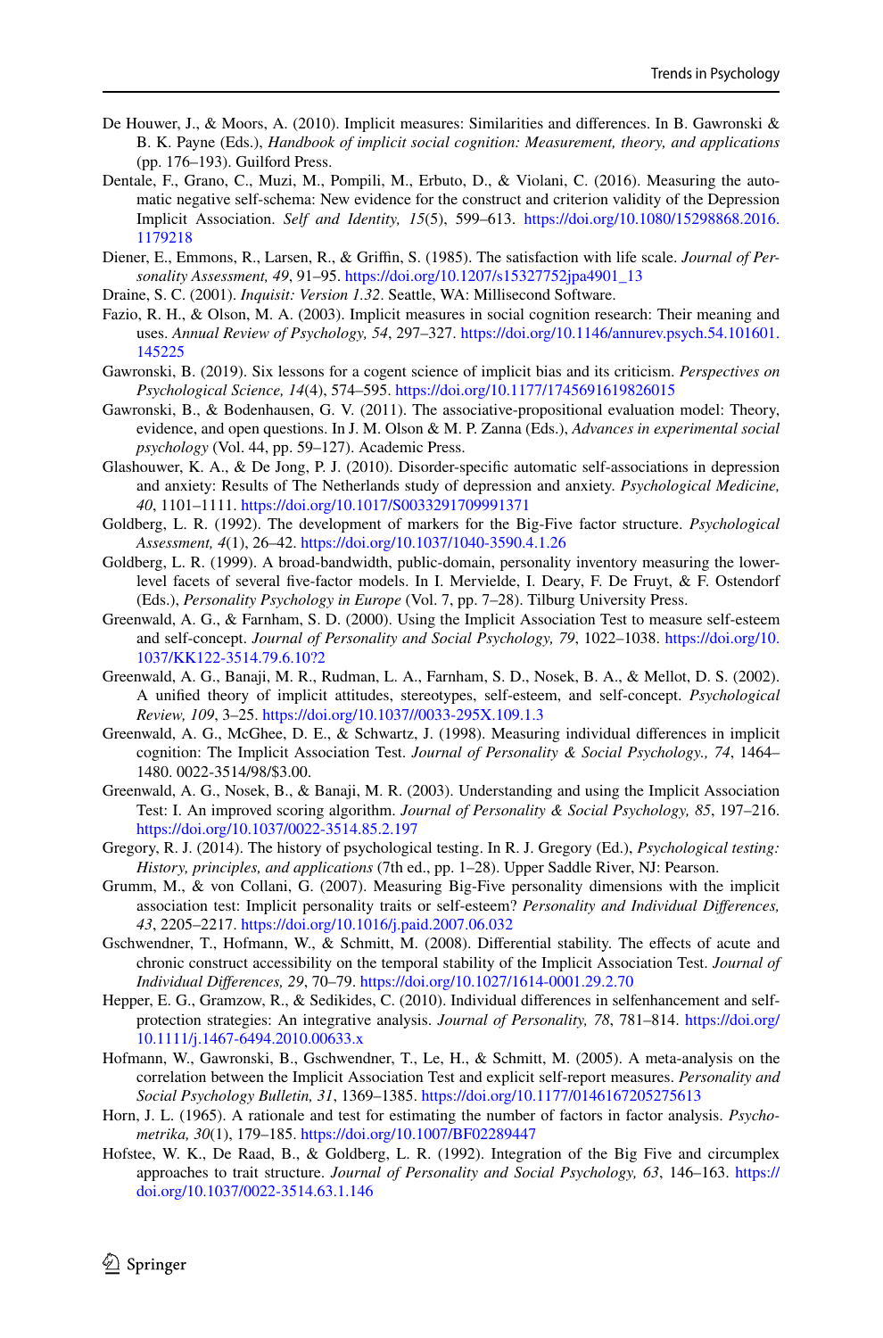De Houwer, J., & Moors, A. (2010). Implicit measures: Similarities and differences. In B. Gawronski & B. K. Payne (Eds.), *Handbook of implicit social cognition: Measurement, theory, and applications* (pp. 176–193). Guilford Press.

Dentale, F., Grano, C., Muzi, M., Pompili, M., Erbuto, D., & Violani, C. (2016). Measuring the automatic negative self-schema: New evidence for the construct and criterion validity of the Depression Implicit Association. *Self and Identity, 15*(5), 599–613. https://doi.org/10.1080/15298868.2016.1179218

Diener, E., Emmons, R., Larsen, R., & Griffin, S. (1985). The satisfaction with life scale. *Journal of Personality Assessment, 49*, 91–95. https://doi.org/10.1207/s15327752jpa4901_13

Draine, S. C. (2001). *Inquisit: Version 1.32*. Seattle, WA: Millisecond Software.

Fazio, R. H., & Olson, M. A. (2003). Implicit measures in social cognition research: Their meaning and uses. *Annual Review of Psychology, 54*, 297–327. https://doi.org/10.1146/annurev.psych.54.101601.145225

Gawronski, B. (2019). Six lessons for a cogent science of implicit bias and its criticism. *Perspectives on Psychological Science, 14*(4), 574–595. https://doi.org/10.1177/1745691619826015

Gawronski, B., & Bodenhausen, G. V. (2011). The associative-propositional evaluation model: Theory, evidence, and open questions. In J. M. Olson & M. P. Zanna (Eds.), *Advances in experimental social psychology* (Vol. 44, pp. 59–127). Academic Press.

Glashouwer, K. A., & De Jong, P. J. (2010). Disorder-specific automatic self-associations in depression and anxiety: Results of The Netherlands study of depression and anxiety. *Psychological Medicine, 40*, 1101–1111. https://doi.org/10.1017/S0033291709991371

Goldberg, L. R. (1992). The development of markers for the Big-Five factor structure. *Psychological Assessment, 4*(1), 26–42. https://doi.org/10.1037/1040-3590.4.1.26

Goldberg, L. R. (1999). A broad-bandwidth, public-domain, personality inventory measuring the lower-level facets of several five-factor models. In I. Mervielde, I. Deary, F. De Fruyt, & F. Ostendorf (Eds.), *Personality Psychology in Europe* (Vol. 7, pp. 7–28). Tilburg University Press.

Greenwald, A. G., & Farnham, S. D. (2000). Using the Implicit Association Test to measure self-esteem and self-concept. *Journal of Personality and Social Psychology, 79*, 1022–1038. https://doi.org/10.1037/KK122-3514.79.6.10?2

Greenwald, A. G., Banaji, M. R., Rudman, L. A., Farnham, S. D., Nosek, B. A., & Mellot, D. S. (2002). A unified theory of implicit attitudes, stereotypes, self-esteem, and self-concept. *Psychological Review, 109*, 3–25. https://doi.org/10.1037//0033-295X.109.1.3

Greenwald, A. G., McGhee, D. E., & Schwartz, J. (1998). Measuring individual differences in implicit cognition: The Implicit Association Test. *Journal of Personality & Social Psychology., 74*, 1464–1480. 0022-3514/98/$3.00.

Greenwald, A. G., Nosek, B., & Banaji, M. R. (2003). Understanding and using the Implicit Association Test: I. An improved scoring algorithm. *Journal of Personality & Social Psychology, 85*, 197–216. https://doi.org/10.1037/0022-3514.85.2.197

Gregory, R. J. (2014). The history of psychological testing. In R. J. Gregory (Ed.), *Psychological testing: History, principles, and applications* (7th ed., pp. 1–28). Upper Saddle River, NJ: Pearson.

Grumm, M., & von Collani, G. (2007). Measuring Big-Five personality dimensions with the implicit association test: Implicit personality traits or self-esteem? *Personality and Individual Differences, 43*, 2205–2217. https://doi.org/10.1016/j.paid.2007.06.032

Gschwendner, T., Hofmann, W., & Schmitt, M. (2008). Differential stability. The effects of acute and chronic construct accessibility on the temporal stability of the Implicit Association Test. *Journal of Individual Differences, 29*, 70–79. https://doi.org/10.1027/1614-0001.29.2.70

Hepper, E. G., Gramzow, R., & Sedikides, C. (2010). Individual differences in selfenhancement and self-protection strategies: An integrative analysis. *Journal of Personality, 78*, 781–814. https://doi.org/10.1111/j.1467-6494.2010.00633.x

Hofmann, W., Gawronski, B., Gschwendner, T., Le, H., & Schmitt, M. (2005). A meta-analysis on the correlation between the Implicit Association Test and explicit self-report measures. *Personality and Social Psychology Bulletin, 31*, 1369–1385. https://doi.org/10.1177/0146167205275613

Horn, J. L. (1965). A rationale and test for estimating the number of factors in factor analysis. *Psychometrika, 30*(1), 179–185. https://doi.org/10.1007/BF02289447

Hofstee, W. K., De Raad, B., & Goldberg, L. R. (1992). Integration of the Big Five and circumplex approaches to trait structure. *Journal of Personality and Social Psychology, 63*, 146–163. https://doi.org/10.1037/0022-3514.63.1.146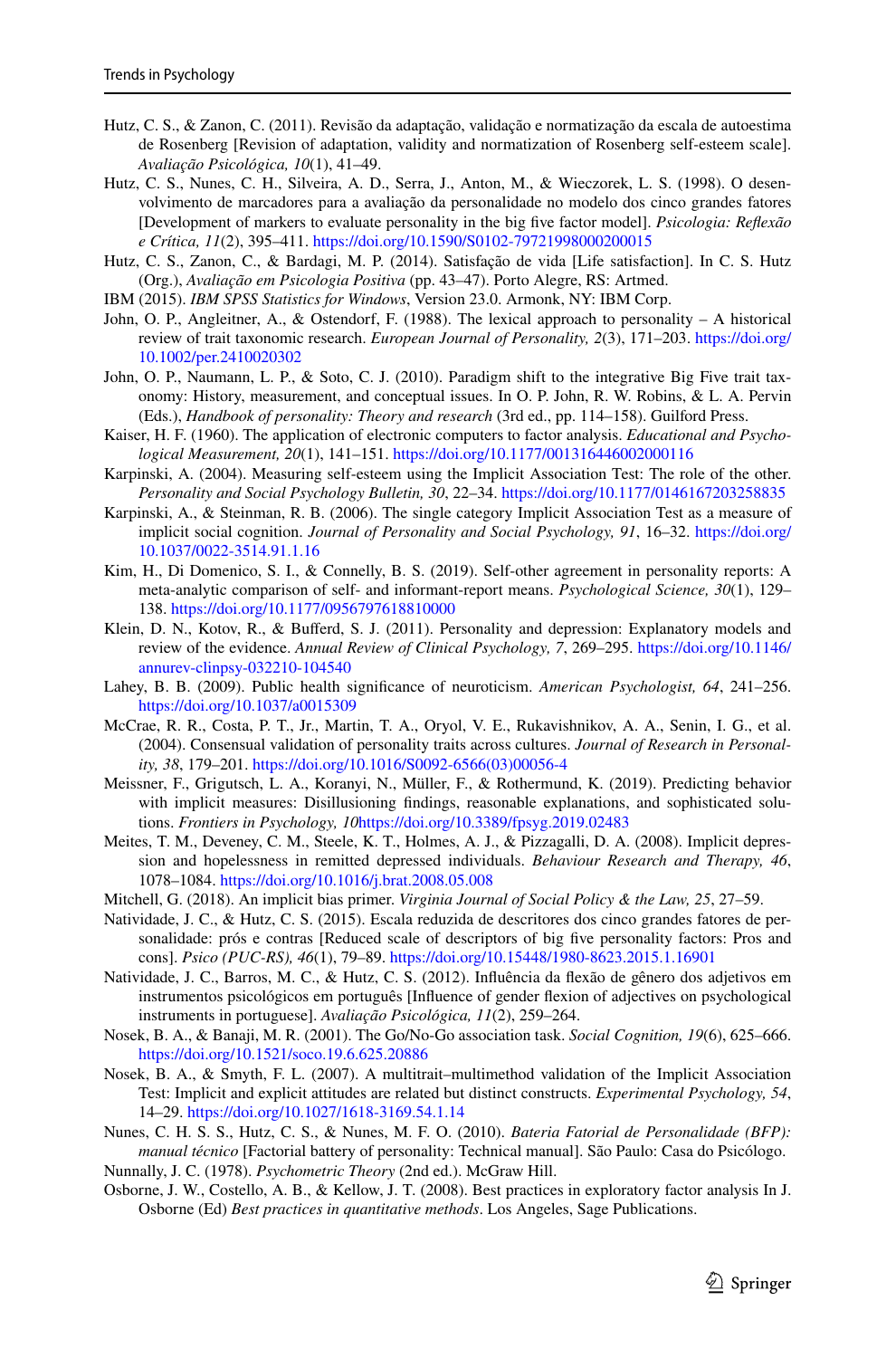Hutz, C. S., & Zanon, C. (2011). Revisão da adaptação, validação e normatização da escala de autoestima de Rosenberg [Revision of adaptation, validity and normatization of Rosenberg self-esteem scale]. *Avaliação Psicológica, 10*(1), 41–49.

Hutz, C. S., Nunes, C. H., Silveira, A. D., Serra, J., Anton, M., & Wieczorek, L. S. (1998). O desenvolvimento de marcadores para a avaliação da personalidade no modelo dos cinco grandes fatores [Development of markers to evaluate personality in the big five factor model]. *Psicologia: Reflexão e Crítica, 11*(2), 395–411. https://doi.org/10.1590/S0102-79721998000200015

Hutz, C. S., Zanon, C., & Bardagi, M. P. (2014). Satisfação de vida [Life satisfaction]. In C. S. Hutz (Org.), *Avaliação em Psicologia Positiva* (pp. 43–47). Porto Alegre, RS: Artmed.

IBM (2015). *IBM SPSS Statistics for Windows*, Version 23.0. Armonk, NY: IBM Corp.

John, O. P., Angleitner, A., & Ostendorf, F. (1988). The lexical approach to personality – A historical review of trait taxonomic research. *European Journal of Personality, 2*(3), 171–203. https://doi.org/10.1002/per.2410020302

John, O. P., Naumann, L. P., & Soto, C. J. (2010). Paradigm shift to the integrative Big Five trait taxonomy: History, measurement, and conceptual issues. In O. P. John, R. W. Robins, & L. A. Pervin (Eds.), *Handbook of personality: Theory and research* (3rd ed., pp. 114–158). Guilford Press.

Kaiser, H. F. (1960). The application of electronic computers to factor analysis. *Educational and Psychological Measurement, 20*(1), 141–151. https://doi.org/10.1177/001316446002000116

Karpinski, A. (2004). Measuring self-esteem using the Implicit Association Test: The role of the other. *Personality and Social Psychology Bulletin, 30*, 22–34. https://doi.org/10.1177/0146167203258835

Karpinski, A., & Steinman, R. B. (2006). The single category Implicit Association Test as a measure of implicit social cognition. *Journal of Personality and Social Psychology, 91*, 16–32. https://doi.org/10.1037/0022-3514.91.1.16

Kim, H., Di Domenico, S. I., & Connelly, B. S. (2019). Self-other agreement in personality reports: A meta-analytic comparison of self- and informant-report means. *Psychological Science, 30*(1), 129–138. https://doi.org/10.1177/0956797618810000

Klein, D. N., Kotov, R., & Bufferd, S. J. (2011). Personality and depression: Explanatory models and review of the evidence. *Annual Review of Clinical Psychology, 7*, 269–295. https://doi.org/10.1146/annurev-clinpsy-032210-104540

Lahey, B. B. (2009). Public health significance of neuroticism. *American Psychologist, 64*, 241–256. https://doi.org/10.1037/a0015309

McCrae, R. R., Costa, P. T., Jr., Martin, T. A., Oryol, V. E., Rukavishnikov, A. A., Senin, I. G., et al. (2004). Consensual validation of personality traits across cultures. *Journal of Research in Personality, 38*, 179–201. https://doi.org/10.1016/S0092-6566(03)00056-4

Meissner, F., Grigutsch, L. A., Koranyi, N., Müller, F., & Rothermund, K. (2019). Predicting behavior with implicit measures: Disillusioning findings, reasonable explanations, and sophisticated solutions. *Frontiers in Psychology, 10*https://doi.org/10.3389/fpsyg.2019.02483

Meites, T. M., Deveney, C. M., Steele, K. T., Holmes, A. J., & Pizzagalli, D. A. (2008). Implicit depression and hopelessness in remitted depressed individuals. *Behaviour Research and Therapy, 46*, 1078–1084. https://doi.org/10.1016/j.brat.2008.05.008

Mitchell, G. (2018). An implicit bias primer. *Virginia Journal of Social Policy & the Law, 25*, 27–59.

Natividade, J. C., & Hutz, C. S. (2015). Escala reduzida de descritores dos cinco grandes fatores de personalidade: prós e contras [Reduced scale of descriptors of big five personality factors: Pros and cons]. *Psico (PUC-RS), 46*(1), 79–89. https://doi.org/10.15448/1980-8623.2015.1.16901

Natividade, J. C., Barros, M. C., & Hutz, C. S. (2012). Influência da flexão de gênero dos adjetivos em instrumentos psicológicos em português [Influence of gender flexion of adjectives on psychological instruments in portuguese]. *Avaliação Psicológica, 11*(2), 259–264.

Nosek, B. A., & Banaji, M. R. (2001). The Go/No-Go association task. *Social Cognition, 19*(6), 625–666. https://doi.org/10.1521/soco.19.6.625.20886

Nosek, B. A., & Smyth, F. L. (2007). A multitrait–multimethod validation of the Implicit Association Test: Implicit and explicit attitudes are related but distinct constructs. *Experimental Psychology, 54*, 14–29. https://doi.org/10.1027/1618-3169.54.1.14

Nunes, C. H. S. S., Hutz, C. S., & Nunes, M. F. O. (2010). *Bateria Fatorial de Personalidade (BFP): manual técnico* [Factorial battery of personality: Technical manual]. São Paulo: Casa do Psicólogo.

Nunnally, J. C. (1978). *Psychometric Theory* (2nd ed.). McGraw Hill.

Osborne, J. W., Costello, A. B., & Kellow, J. T. (2008). Best practices in exploratory factor analysis In J. Osborne (Ed) *Best practices in quantitative methods*. Los Angeles, Sage Publications.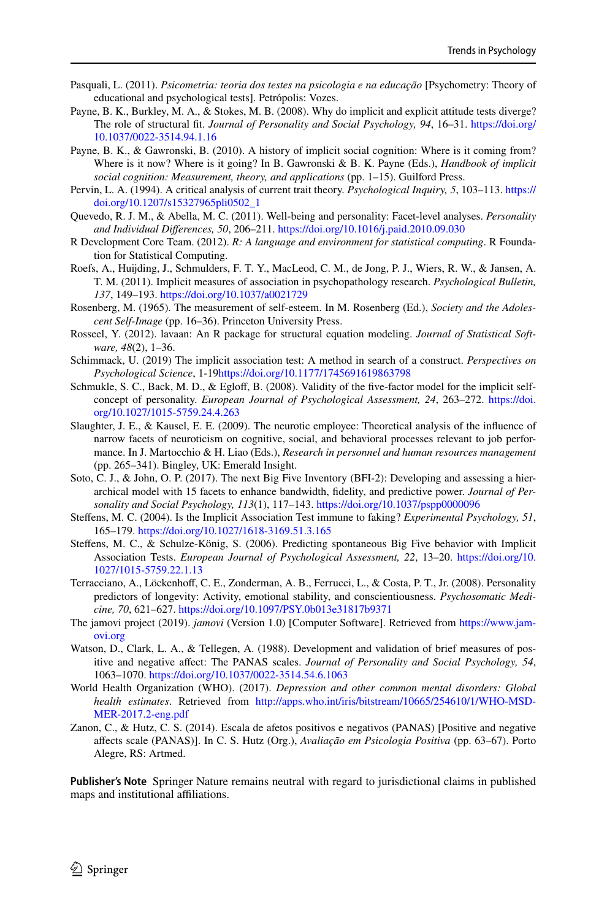Pasquali, L. (2011). *Psicometria: teoria dos testes na psicologia e na educação* [Psychometry: Theory of educational and psychological tests]. Petrópolis: Vozes.

Payne, B. K., Burkley, M. A., & Stokes, M. B. (2008). Why do implicit and explicit attitude tests diverge? The role of structural fit. *Journal of Personality and Social Psychology, 94*, 16–31. https://doi.org/10.1037/0022-3514.94.1.16

Payne, B. K., & Gawronski, B. (2010). A history of implicit social cognition: Where is it coming from? Where is it now? Where is it going? In B. Gawronski & B. K. Payne (Eds.), *Handbook of implicit social cognition: Measurement, theory, and applications* (pp. 1–15). Guilford Press.

Pervin, L. A. (1994). A critical analysis of current trait theory. *Psychological Inquiry, 5*, 103–113. https://doi.org/10.1207/s15327965pli0502_1

Quevedo, R. J. M., & Abella, M. C. (2011). Well-being and personality: Facet-level analyses. *Personality and Individual Differences, 50*, 206–211. https://doi.org/10.1016/j.paid.2010.09.030

R Development Core Team. (2012). *R: A language and environment for statistical computing*. R Foundation for Statistical Computing.

Roefs, A., Huijding, J., Schmulders, F. T. Y., MacLeod, C. M., de Jong, P. J., Wiers, R. W., & Jansen, A. T. M. (2011). Implicit measures of association in psychopathology research. *Psychological Bulletin, 137*, 149–193. https://doi.org/10.1037/a0021729

Rosenberg, M. (1965). The measurement of self-esteem. In M. Rosenberg (Ed.), *Society and the Adolescent Self-Image* (pp. 16–36). Princeton University Press.

Rosseel, Y. (2012). lavaan: An R package for structural equation modeling. *Journal of Statistical Software, 48*(2), 1–36.

Schimmack, U. (2019) The implicit association test: A method in search of a construct. *Perspectives on Psychological Science*, 1-19https://doi.org/10.1177/1745691619863798

Schmukle, S. C., Back, M. D., & Egloff, B. (2008). Validity of the five-factor model for the implicit self-concept of personality. *European Journal of Psychological Assessment, 24*, 263–272. https://doi.org/10.1027/1015-5759.24.4.263

Slaughter, J. E., & Kausel, E. E. (2009). The neurotic employee: Theoretical analysis of the influence of narrow facets of neuroticism on cognitive, social, and behavioral processes relevant to job performance. In J. Martocchio & H. Liao (Eds.), *Research in personnel and human resources management* (pp. 265–341). Bingley, UK: Emerald Insight.

Soto, C. J., & John, O. P. (2017). The next Big Five Inventory (BFI-2): Developing and assessing a hierarchical model with 15 facets to enhance bandwidth, fidelity, and predictive power. *Journal of Personality and Social Psychology, 113*(1), 117–143. https://doi.org/10.1037/pspp0000096

Steffens, M. C. (2004). Is the Implicit Association Test immune to faking? *Experimental Psychology, 51*, 165–179. https://doi.org/10.1027/1618-3169.51.3.165

Steffens, M. C., & Schulze-König, S. (2006). Predicting spontaneous Big Five behavior with Implicit Association Tests. *European Journal of Psychological Assessment, 22*, 13–20. https://doi.org/10.1027/1015-5759.22.1.13

Terracciano, A., Löckenhoff, C. E., Zonderman, A. B., Ferrucci, L., & Costa, P. T., Jr. (2008). Personality predictors of longevity: Activity, emotional stability, and conscientiousness. *Psychosomatic Medicine, 70*, 621–627. https://doi.org/10.1097/PSY.0b013e31817b9371

The jamovi project (2019). *jamovi* (Version 1.0) [Computer Software]. Retrieved from https://www.jamovi.org

Watson, D., Clark, L. A., & Tellegen, A. (1988). Development and validation of brief measures of positive and negative affect: The PANAS scales. *Journal of Personality and Social Psychology, 54*, 1063–1070. https://doi.org/10.1037/0022-3514.54.6.1063

World Health Organization (WHO). (2017). *Depression and other common mental disorders: Global health estimates*. Retrieved from http://apps.who.int/iris/bitstream/10665/254610/1/WHO-MSD-MER-2017.2-eng.pdf

Zanon, C., & Hutz, C. S. (2014). Escala de afetos positivos e negativos (PANAS) [Positive and negative affects scale (PANAS)]. In C. S. Hutz (Org.), *Avaliação em Psicologia Positiva* (pp. 63–67). Porto Alegre, RS: Artmed.

**Publisher's Note** Springer Nature remains neutral with regard to jurisdictional claims in published maps and institutional affiliations.